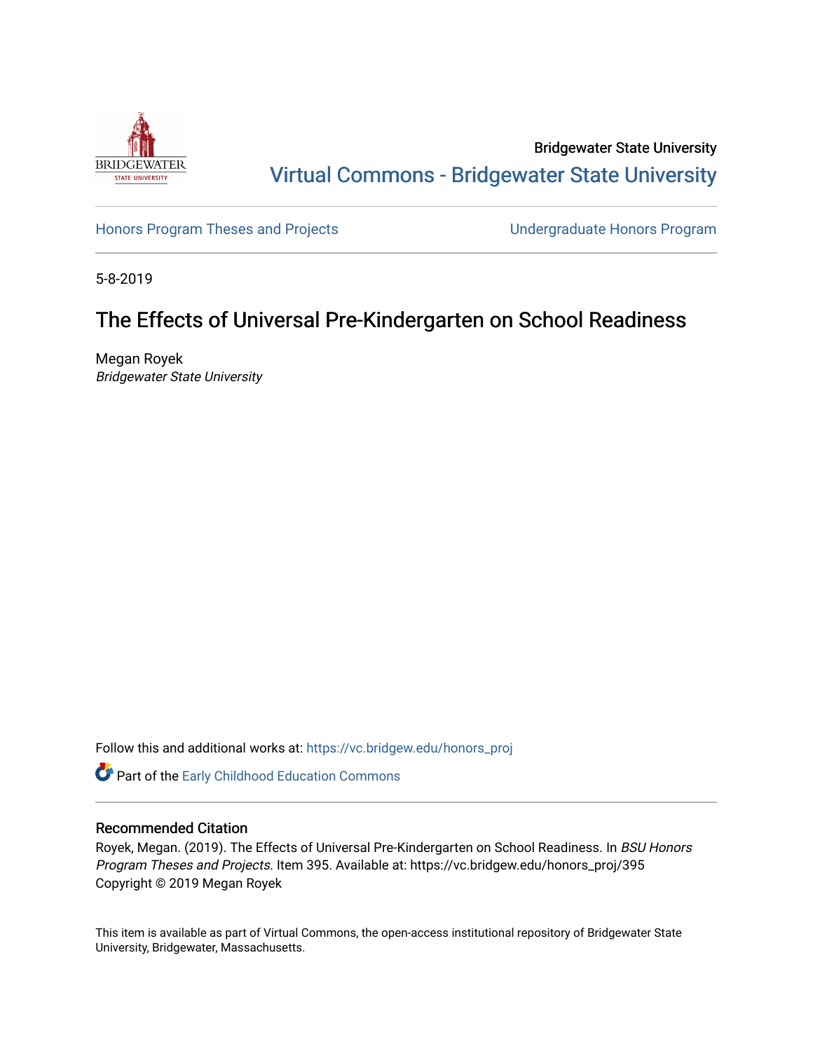Bridgewater State University

Virtual Commons - Bridgewater State University

Honors Program Theses and Projects

Undergraduate Honors Program

5-8-2019

# The Effects of Universal Pre-Kindergarten on School Readiness

Megan Royek
*Bridgewater State University*

Follow this and additional works at: https://vc.bridgew.edu/honors_proj

Part of the Early Childhood Education Commons

## Recommended Citation

Royek, Megan. (2019). The Effects of Universal Pre-Kindergarten on School Readiness. In *BSU Honors Program Theses and Projects.* Item 395. Available at: https://vc.bridgew.edu/honors_proj/395
Copyright © 2019 Megan Royek

This item is available as part of Virtual Commons, the open-access institutional repository of Bridgewater State University, Bridgewater, Massachusetts.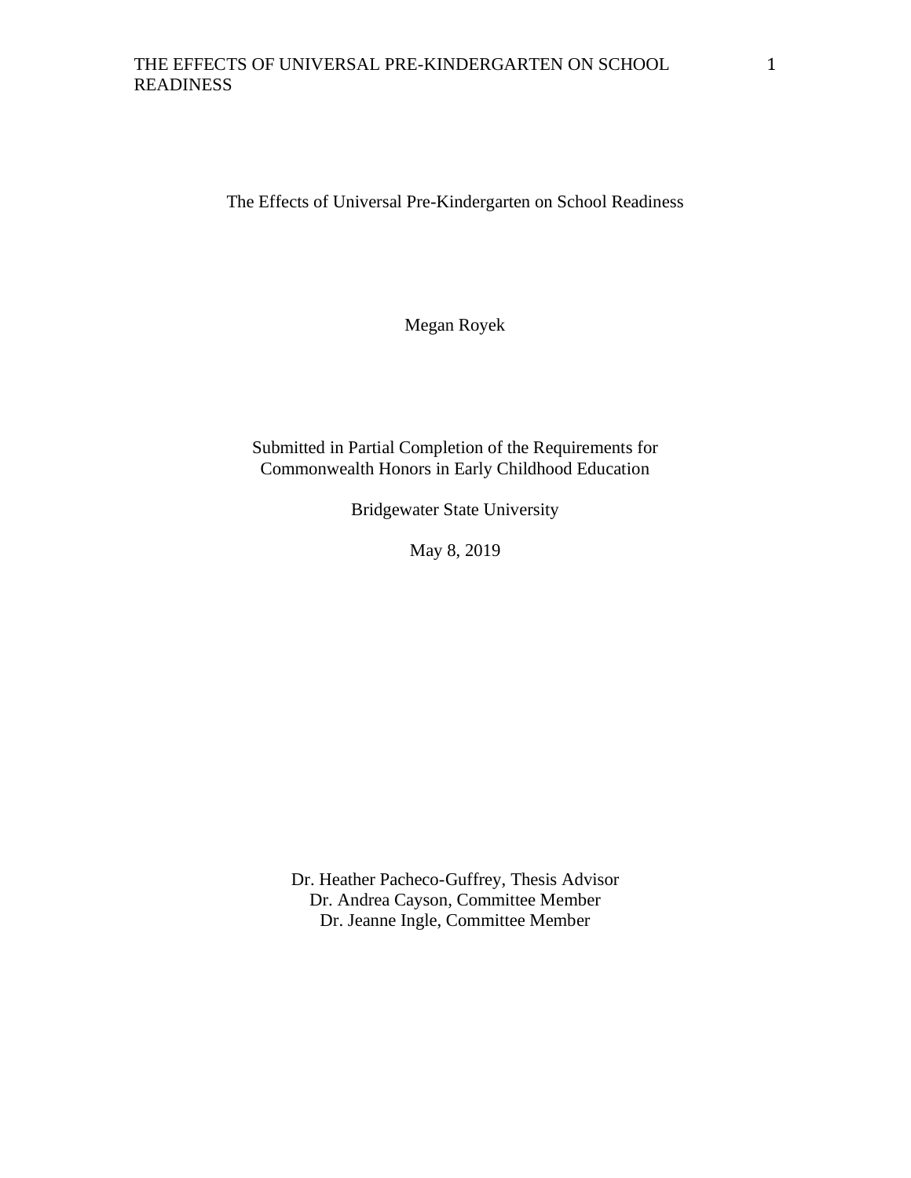# The Effects of Universal Pre-Kindergarten on School Readiness

Megan Royek

Submitted in Partial Completion of the Requirements for
Commonwealth Honors in Early Childhood Education

Bridgewater State University

May 8, 2019

Dr. Heather Pacheco-Guffrey, Thesis Advisor
Dr. Andrea Cayson, Committee Member
Dr. Jeanne Ingle, Committee Member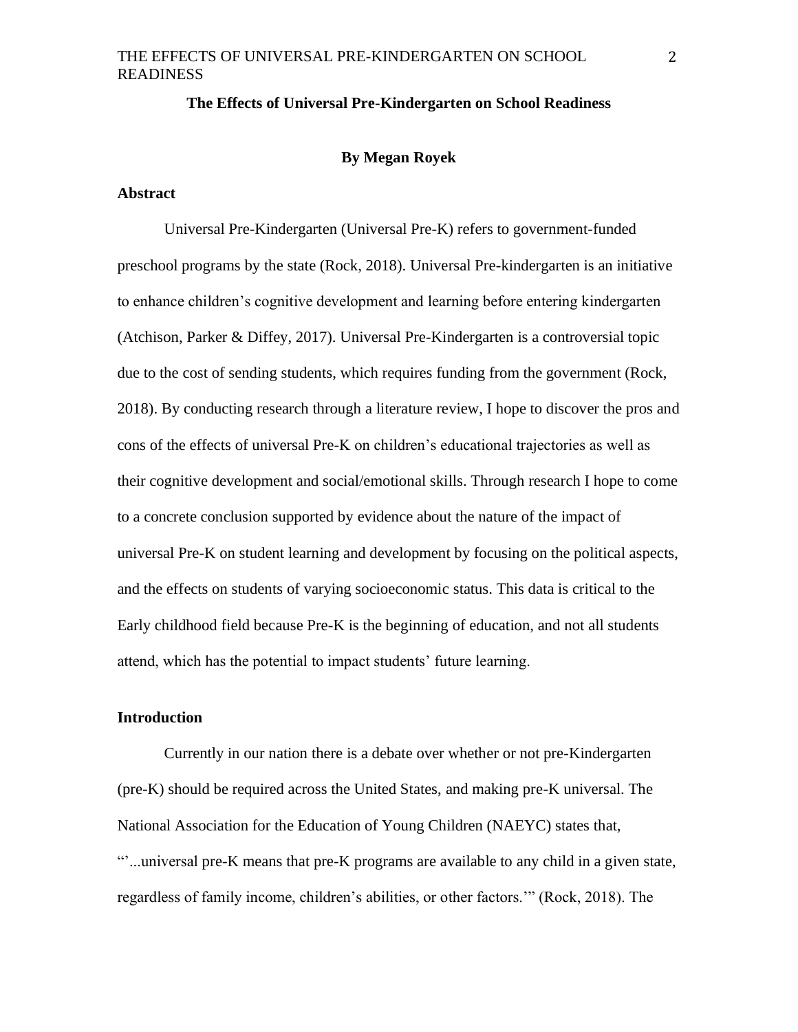# The Effects of Universal Pre-Kindergarten on School Readiness

**By Megan Royek**

## Abstract

Universal Pre-Kindergarten (Universal Pre-K) refers to government-funded preschool programs by the state (Rock, 2018). Universal Pre-kindergarten is an initiative to enhance children's cognitive development and learning before entering kindergarten (Atchison, Parker & Diffey, 2017). Universal Pre-Kindergarten is a controversial topic due to the cost of sending students, which requires funding from the government (Rock, 2018). By conducting research through a literature review, I hope to discover the pros and cons of the effects of universal Pre-K on children's educational trajectories as well as their cognitive development and social/emotional skills. Through research I hope to come to a concrete conclusion supported by evidence about the nature of the impact of universal Pre-K on student learning and development by focusing on the political aspects, and the effects on students of varying socioeconomic status. This data is critical to the Early childhood field because Pre-K is the beginning of education, and not all students attend, which has the potential to impact students' future learning.

## Introduction

Currently in our nation there is a debate over whether or not pre-Kindergarten (pre-K) should be required across the United States, and making pre-K universal. The National Association for the Education of Young Children (NAEYC) states that, "'...universal pre-K means that pre-K programs are available to any child in a given state, regardless of family income, children's abilities, or other factors.'" (Rock, 2018). The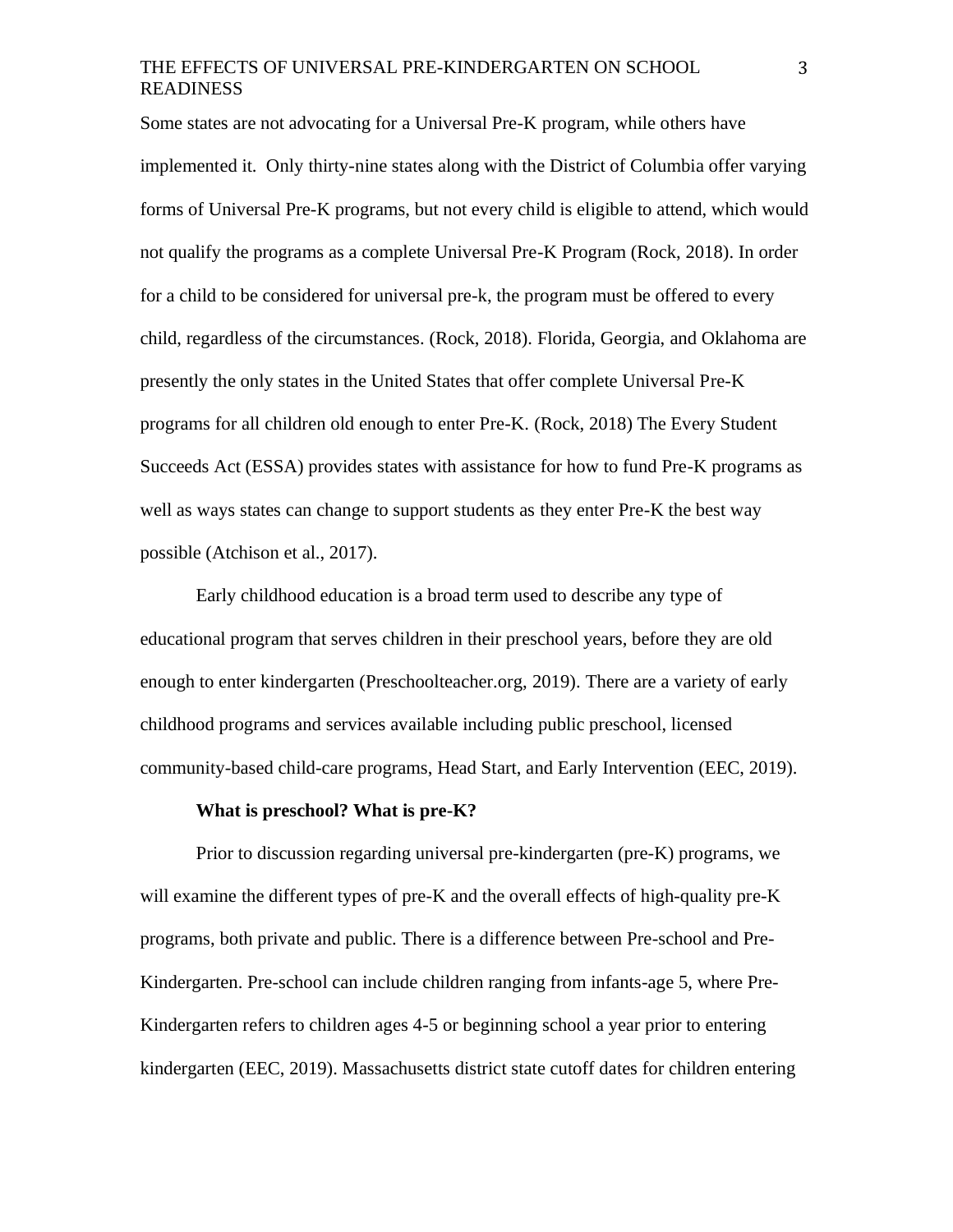Some states are not advocating for a Universal Pre-K program, while others have implemented it. Only thirty-nine states along with the District of Columbia offer varying forms of Universal Pre-K programs, but not every child is eligible to attend, which would not qualify the programs as a complete Universal Pre-K Program (Rock, 2018). In order for a child to be considered for universal pre-k, the program must be offered to every child, regardless of the circumstances. (Rock, 2018). Florida, Georgia, and Oklahoma are presently the only states in the United States that offer complete Universal Pre-K programs for all children old enough to enter Pre-K. (Rock, 2018) The Every Student Succeeds Act (ESSA) provides states with assistance for how to fund Pre-K programs as well as ways states can change to support students as they enter Pre-K the best way possible (Atchison et al., 2017).

Early childhood education is a broad term used to describe any type of educational program that serves children in their preschool years, before they are old enough to enter kindergarten (Preschoolteacher.org, 2019). There are a variety of early childhood programs and services available including public preschool, licensed community-based child-care programs, Head Start, and Early Intervention (EEC, 2019).

**What is preschool? What is pre-K?**

Prior to discussion regarding universal pre-kindergarten (pre-K) programs, we will examine the different types of pre-K and the overall effects of high-quality pre-K programs, both private and public. There is a difference between Pre-school and Pre-Kindergarten. Pre-school can include children ranging from infants-age 5, where Pre-Kindergarten refers to children ages 4-5 or beginning school a year prior to entering kindergarten (EEC, 2019). Massachusetts district state cutoff dates for children entering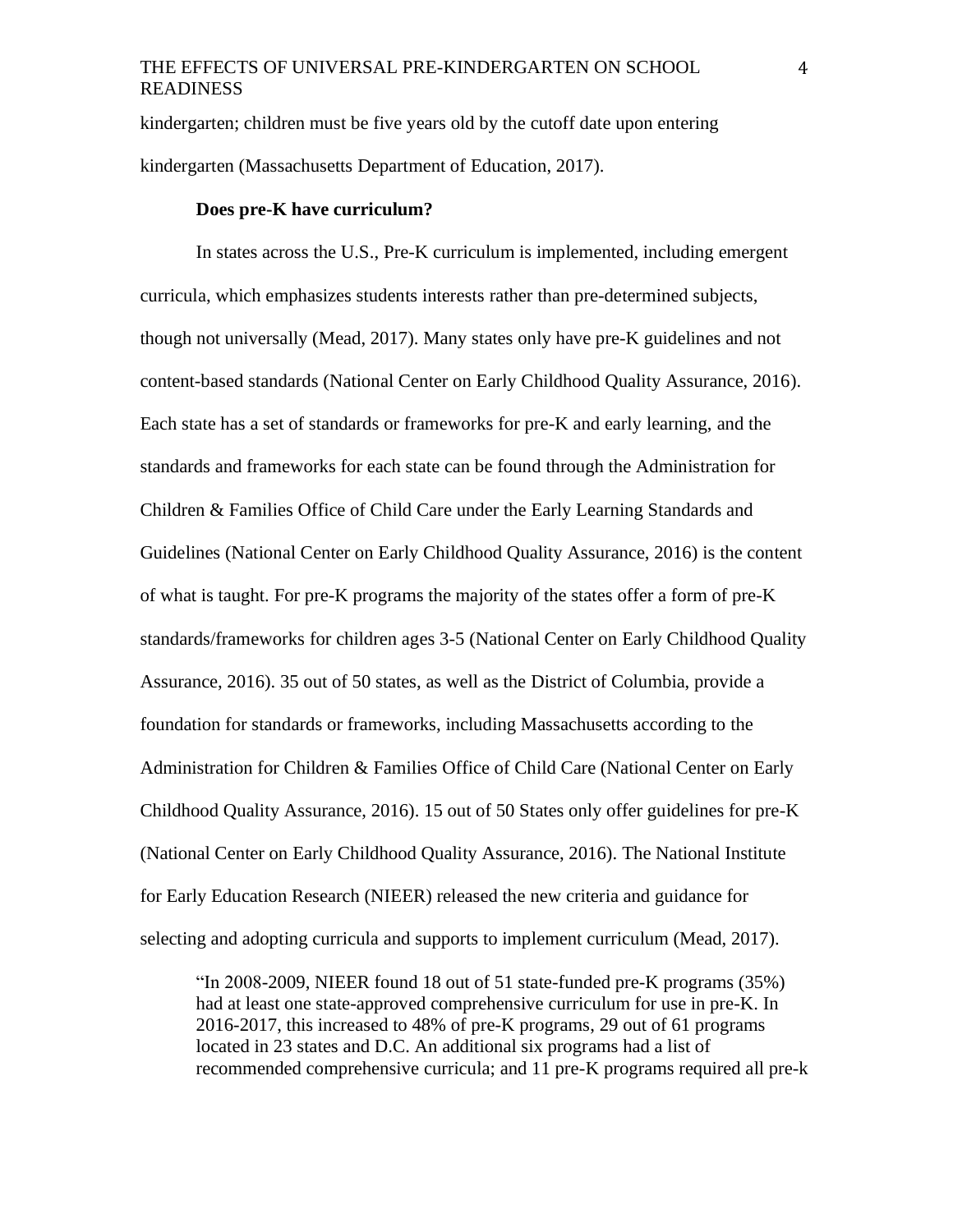kindergarten; children must be five years old by the cutoff date upon entering kindergarten (Massachusetts Department of Education, 2017).

**Does pre-K have curriculum?**

In states across the U.S., Pre-K curriculum is implemented, including emergent curricula, which emphasizes students interests rather than pre-determined subjects, though not universally (Mead, 2017). Many states only have pre-K guidelines and not content-based standards (National Center on Early Childhood Quality Assurance, 2016). Each state has a set of standards or frameworks for pre-K and early learning, and the standards and frameworks for each state can be found through the Administration for Children & Families Office of Child Care under the Early Learning Standards and Guidelines (National Center on Early Childhood Quality Assurance, 2016) is the content of what is taught. For pre-K programs the majority of the states offer a form of pre-K standards/frameworks for children ages 3-5 (National Center on Early Childhood Quality Assurance, 2016). 35 out of 50 states, as well as the District of Columbia, provide a foundation for standards or frameworks, including Massachusetts according to the Administration for Children & Families Office of Child Care (National Center on Early Childhood Quality Assurance, 2016). 15 out of 50 States only offer guidelines for pre-K (National Center on Early Childhood Quality Assurance, 2016). The National Institute for Early Education Research (NIEER) released the new criteria and guidance for selecting and adopting curricula and supports to implement curriculum (Mead, 2017).

> "In 2008-2009, NIEER found 18 out of 51 state-funded pre-K programs (35%) had at least one state-approved comprehensive curriculum for use in pre-K. In 2016-2017, this increased to 48% of pre-K programs, 29 out of 61 programs located in 23 states and D.C. An additional six programs had a list of recommended comprehensive curricula; and 11 pre-K programs required all pre-k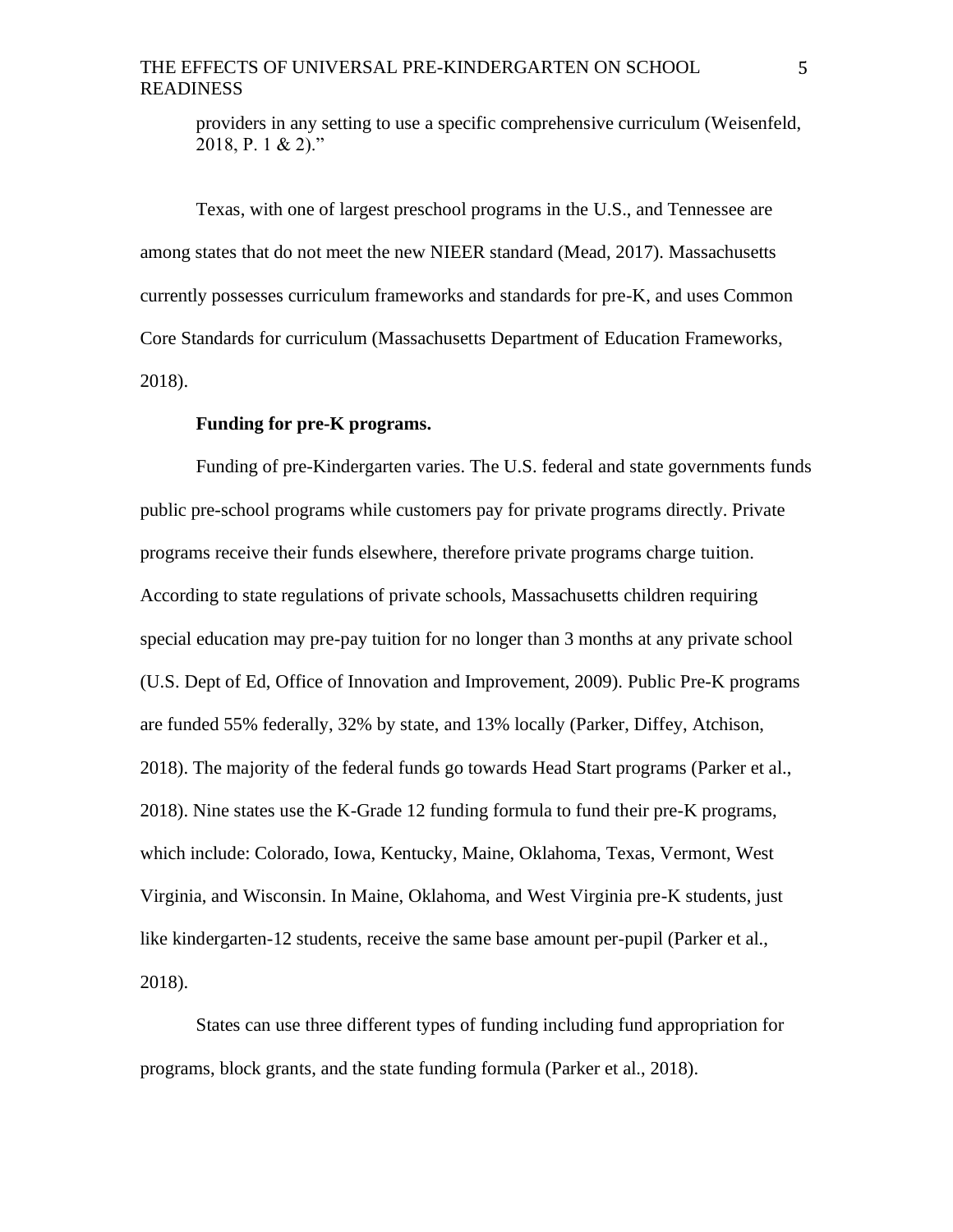providers in any setting to use a specific comprehensive curriculum (Weisenfeld, 2018, P. 1 & 2)."

Texas, with one of largest preschool programs in the U.S., and Tennessee are among states that do not meet the new NIEER standard (Mead, 2017). Massachusetts currently possesses curriculum frameworks and standards for pre-K, and uses Common Core Standards for curriculum (Massachusetts Department of Education Frameworks, 2018).

**Funding for pre-K programs.**

Funding of pre-Kindergarten varies. The U.S. federal and state governments funds public pre-school programs while customers pay for private programs directly. Private programs receive their funds elsewhere, therefore private programs charge tuition. According to state regulations of private schools, Massachusetts children requiring special education may pre-pay tuition for no longer than 3 months at any private school (U.S. Dept of Ed, Office of Innovation and Improvement, 2009). Public Pre-K programs are funded 55% federally, 32% by state, and 13% locally (Parker, Diffey, Atchison, 2018). The majority of the federal funds go towards Head Start programs (Parker et al., 2018). Nine states use the K-Grade 12 funding formula to fund their pre-K programs, which include: Colorado, Iowa, Kentucky, Maine, Oklahoma, Texas, Vermont, West Virginia, and Wisconsin. In Maine, Oklahoma, and West Virginia pre-K students, just like kindergarten-12 students, receive the same base amount per-pupil (Parker et al., 2018).

States can use three different types of funding including fund appropriation for programs, block grants, and the state funding formula (Parker et al., 2018).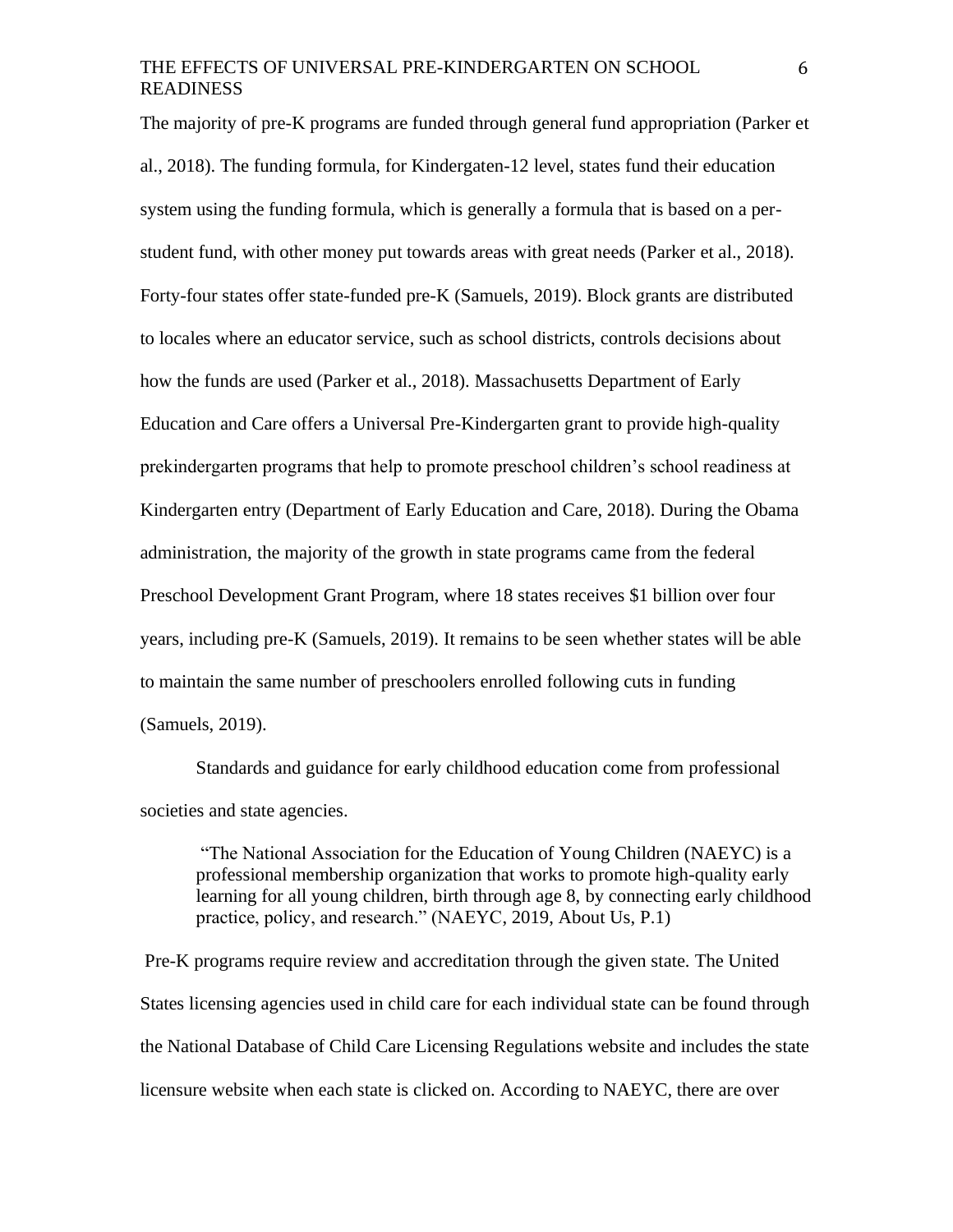The majority of pre-K programs are funded through general fund appropriation (Parker et al., 2018). The funding formula, for Kindergaten-12 level, states fund their education system using the funding formula, which is generally a formula that is based on a per-student fund, with other money put towards areas with great needs (Parker et al., 2018). Forty-four states offer state-funded pre-K (Samuels, 2019). Block grants are distributed to locales where an educator service, such as school districts, controls decisions about how the funds are used (Parker et al., 2018). Massachusetts Department of Early Education and Care offers a Universal Pre-Kindergarten grant to provide high-quality prekindergarten programs that help to promote preschool children's school readiness at Kindergarten entry (Department of Early Education and Care, 2018). During the Obama administration, the majority of the growth in state programs came from the federal Preschool Development Grant Program, where 18 states receives $1 billion over four years, including pre-K (Samuels, 2019). It remains to be seen whether states will be able to maintain the same number of preschoolers enrolled following cuts in funding (Samuels, 2019).

Standards and guidance for early childhood education come from professional societies and state agencies.

> "The National Association for the Education of Young Children (NAEYC) is a professional membership organization that works to promote high-quality early learning for all young children, birth through age 8, by connecting early childhood practice, policy, and research." (NAEYC, 2019, About Us, P.1)

Pre-K programs require review and accreditation through the given state. The United States licensing agencies used in child care for each individual state can be found through the National Database of Child Care Licensing Regulations website and includes the state licensure website when each state is clicked on. According to NAEYC, there are over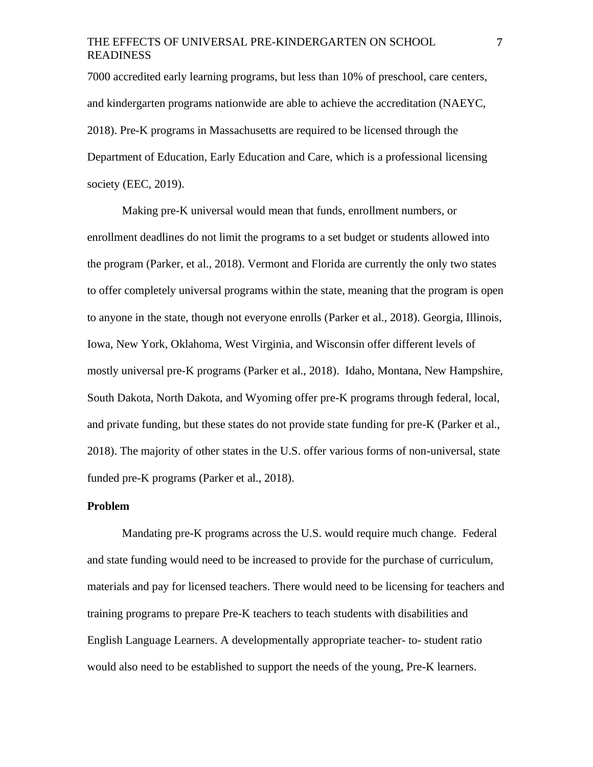7000 accredited early learning programs, but less than 10% of preschool, care centers, and kindergarten programs nationwide are able to achieve the accreditation (NAEYC, 2018). Pre-K programs in Massachusetts are required to be licensed through the Department of Education, Early Education and Care, which is a professional licensing society (EEC, 2019).

Making pre-K universal would mean that funds, enrollment numbers, or enrollment deadlines do not limit the programs to a set budget or students allowed into the program (Parker, et al., 2018). Vermont and Florida are currently the only two states to offer completely universal programs within the state, meaning that the program is open to anyone in the state, though not everyone enrolls (Parker et al., 2018). Georgia, Illinois, Iowa, New York, Oklahoma, West Virginia, and Wisconsin offer different levels of mostly universal pre-K programs (Parker et al., 2018). Idaho, Montana, New Hampshire, South Dakota, North Dakota, and Wyoming offer pre-K programs through federal, local, and private funding, but these states do not provide state funding for pre-K (Parker et al., 2018). The majority of other states in the U.S. offer various forms of non-universal, state funded pre-K programs (Parker et al., 2018).

**Problem**

Mandating pre-K programs across the U.S. would require much change. Federal and state funding would need to be increased to provide for the purchase of curriculum, materials and pay for licensed teachers. There would need to be licensing for teachers and training programs to prepare Pre-K teachers to teach students with disabilities and English Language Learners. A developmentally appropriate teacher- to- student ratio would also need to be established to support the needs of the young, Pre-K learners.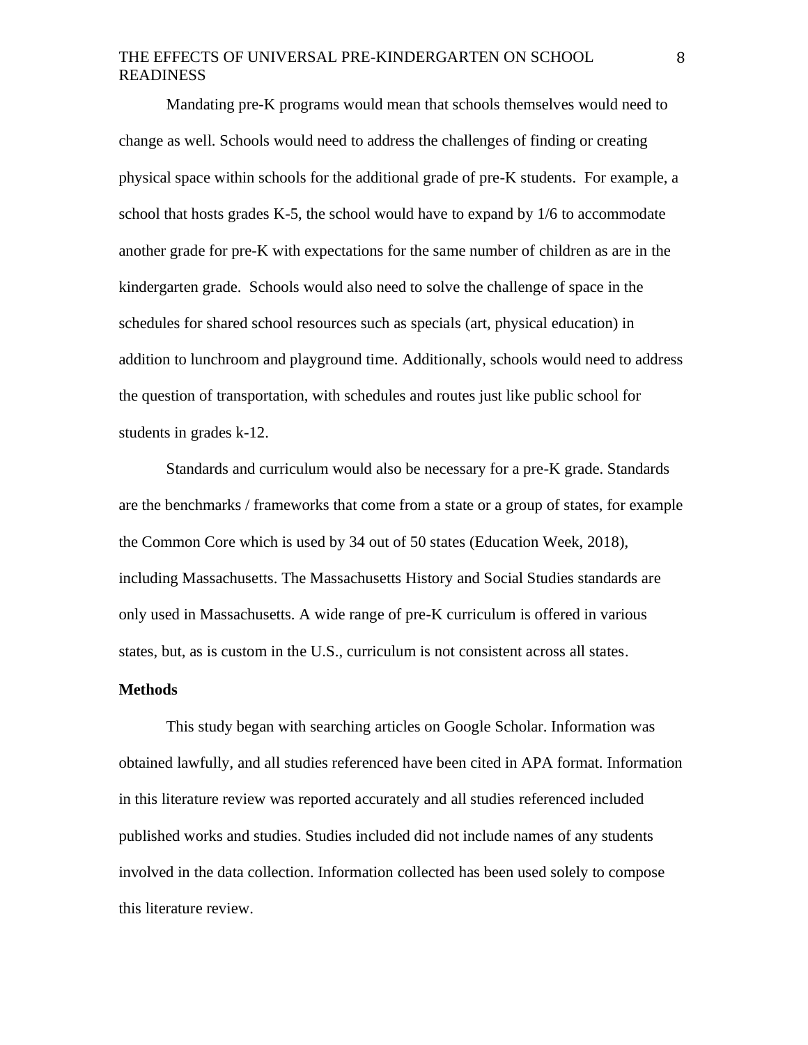Mandating pre-K programs would mean that schools themselves would need to change as well. Schools would need to address the challenges of finding or creating physical space within schools for the additional grade of pre-K students.  For example, a school that hosts grades K-5, the school would have to expand by 1/6 to accommodate another grade for pre-K with expectations for the same number of children as are in the kindergarten grade.  Schools would also need to solve the challenge of space in the schedules for shared school resources such as specials (art, physical education) in addition to lunchroom and playground time. Additionally, schools would need to address the question of transportation, with schedules and routes just like public school for students in grades k-12.

Standards and curriculum would also be necessary for a pre-K grade. Standards are the benchmarks / frameworks that come from a state or a group of states, for example the Common Core which is used by 34 out of 50 states (Education Week, 2018), including Massachusetts. The Massachusetts History and Social Studies standards are only used in Massachusetts. A wide range of pre-K curriculum is offered in various states, but, as is custom in the U.S., curriculum is not consistent across all states.

**Methods**

This study began with searching articles on Google Scholar. Information was obtained lawfully, and all studies referenced have been cited in APA format. Information in this literature review was reported accurately and all studies referenced included published works and studies. Studies included did not include names of any students involved in the data collection. Information collected has been used solely to compose this literature review.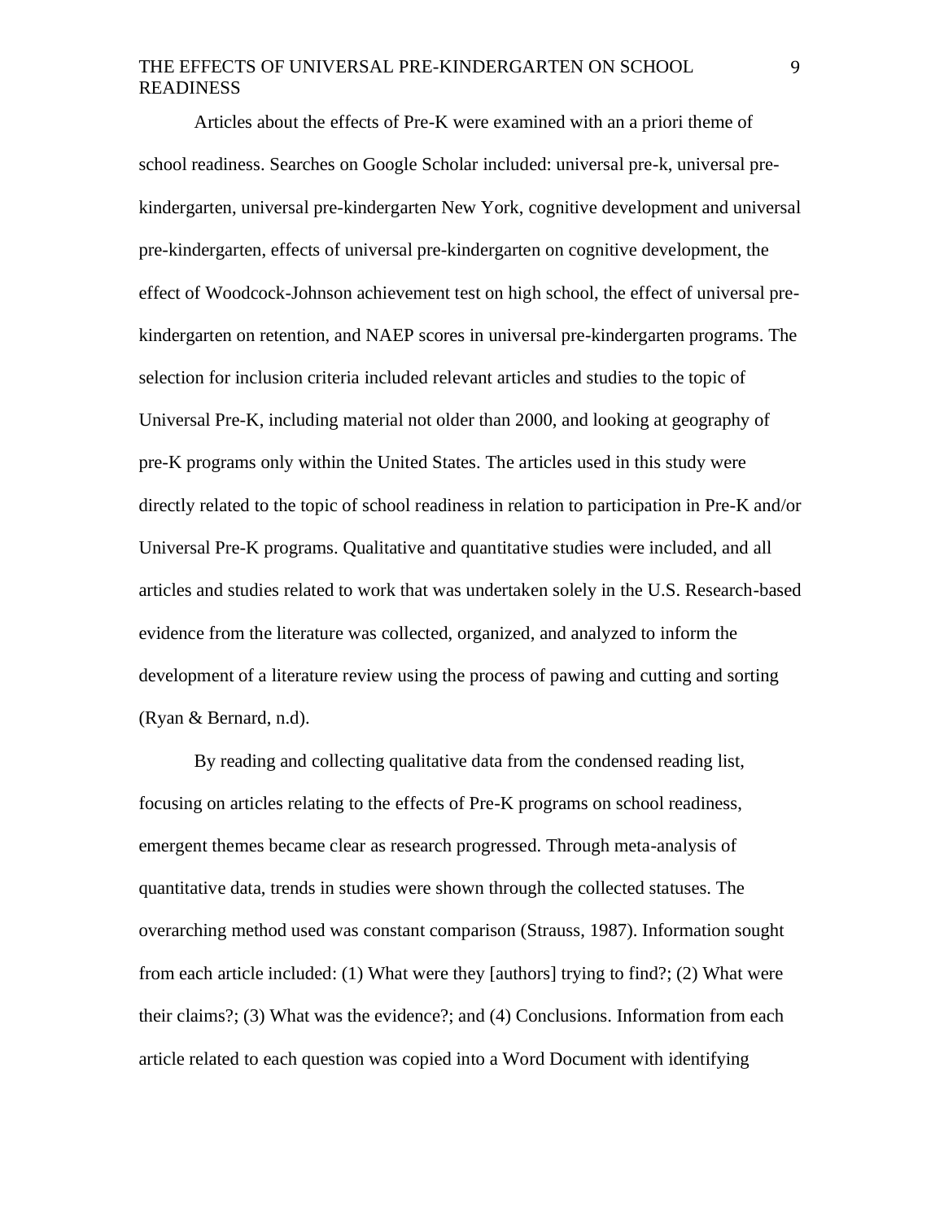Articles about the effects of Pre-K were examined with an a priori theme of school readiness. Searches on Google Scholar included: universal pre-k, universal pre-kindergarten, universal pre-kindergarten New York, cognitive development and universal pre-kindergarten, effects of universal pre-kindergarten on cognitive development, the effect of Woodcock-Johnson achievement test on high school, the effect of universal pre-kindergarten on retention, and NAEP scores in universal pre-kindergarten programs. The selection for inclusion criteria included relevant articles and studies to the topic of Universal Pre-K, including material not older than 2000, and looking at geography of pre-K programs only within the United States. The articles used in this study were directly related to the topic of school readiness in relation to participation in Pre-K and/or Universal Pre-K programs. Qualitative and quantitative studies were included, and all articles and studies related to work that was undertaken solely in the U.S. Research-based evidence from the literature was collected, organized, and analyzed to inform the development of a literature review using the process of pawing and cutting and sorting (Ryan & Bernard, n.d).

By reading and collecting qualitative data from the condensed reading list, focusing on articles relating to the effects of Pre-K programs on school readiness, emergent themes became clear as research progressed. Through meta-analysis of quantitative data, trends in studies were shown through the collected statuses. The overarching method used was constant comparison (Strauss, 1987). Information sought from each article included: (1) What were they [authors] trying to find?; (2) What were their claims?; (3) What was the evidence?; and (4) Conclusions. Information from each article related to each question was copied into a Word Document with identifying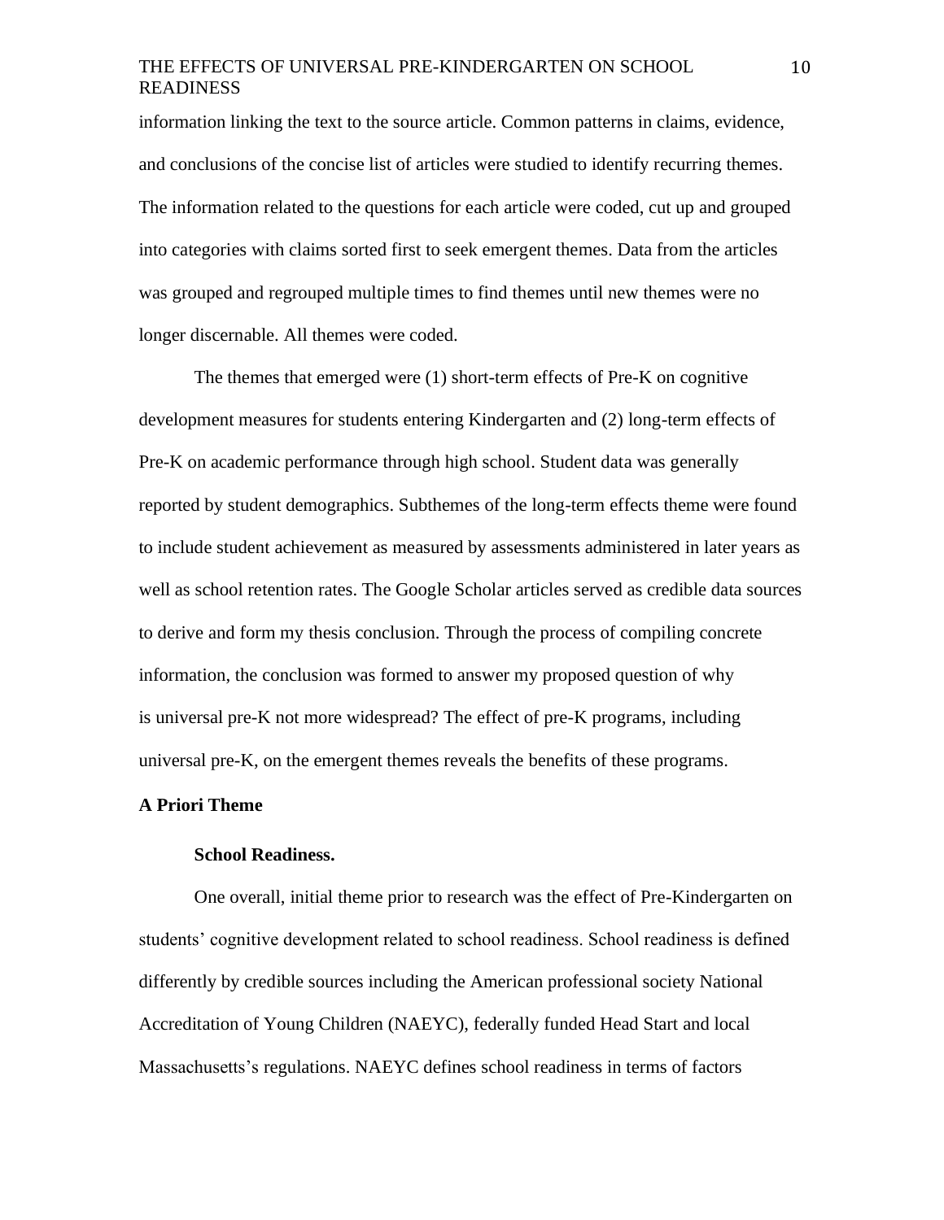information linking the text to the source article. Common patterns in claims, evidence, and conclusions of the concise list of articles were studied to identify recurring themes. The information related to the questions for each article were coded, cut up and grouped into categories with claims sorted first to seek emergent themes. Data from the articles was grouped and regrouped multiple times to find themes until new themes were no longer discernable. All themes were coded.

The themes that emerged were (1) short-term effects of Pre-K on cognitive development measures for students entering Kindergarten and (2) long-term effects of Pre-K on academic performance through high school. Student data was generally reported by student demographics. Subthemes of the long-term effects theme were found to include student achievement as measured by assessments administered in later years as well as school retention rates. The Google Scholar articles served as credible data sources to derive and form my thesis conclusion. Through the process of compiling concrete information, the conclusion was formed to answer my proposed question of why is universal pre-K not more widespread? The effect of pre-K programs, including universal pre-K, on the emergent themes reveals the benefits of these programs.

## A Priori Theme

### School Readiness.

One overall, initial theme prior to research was the effect of Pre-Kindergarten on students' cognitive development related to school readiness. School readiness is defined differently by credible sources including the American professional society National Accreditation of Young Children (NAEYC), federally funded Head Start and local Massachusetts's regulations. NAEYC defines school readiness in terms of factors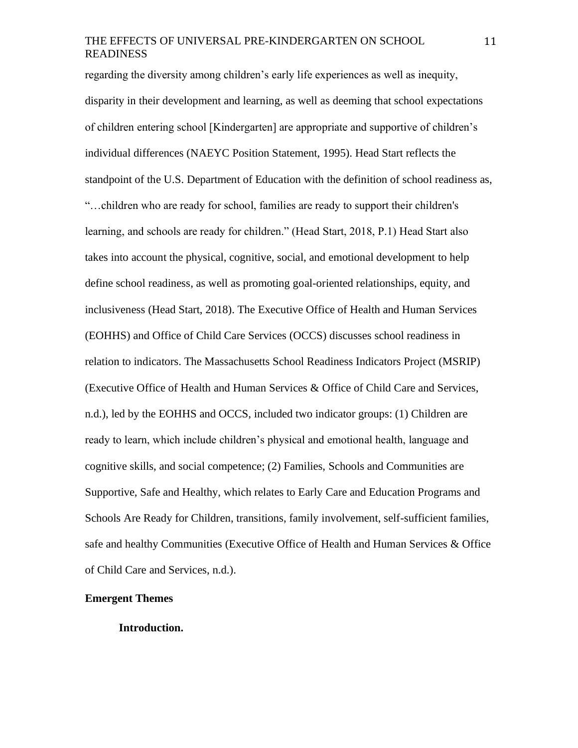regarding the diversity among children's early life experiences as well as inequity, disparity in their development and learning, as well as deeming that school expectations of children entering school [Kindergarten] are appropriate and supportive of children's individual differences (NAEYC Position Statement, 1995). Head Start reflects the standpoint of the U.S. Department of Education with the definition of school readiness as, "…children who are ready for school, families are ready to support their children's learning, and schools are ready for children." (Head Start, 2018, P.1) Head Start also takes into account the physical, cognitive, social, and emotional development to help define school readiness, as well as promoting goal-oriented relationships, equity, and inclusiveness (Head Start, 2018). The Executive Office of Health and Human Services (EOHHS) and Office of Child Care Services (OCCS) discusses school readiness in relation to indicators. The Massachusetts School Readiness Indicators Project (MSRIP) (Executive Office of Health and Human Services & Office of Child Care and Services, n.d.), led by the EOHHS and OCCS, included two indicator groups: (1) Children are ready to learn, which include children's physical and emotional health, language and cognitive skills, and social competence; (2) Families, Schools and Communities are Supportive, Safe and Healthy, which relates to Early Care and Education Programs and Schools Are Ready for Children, transitions, family involvement, self-sufficient families, safe and healthy Communities (Executive Office of Health and Human Services & Office of Child Care and Services, n.d.).

## Emergent Themes

### Introduction.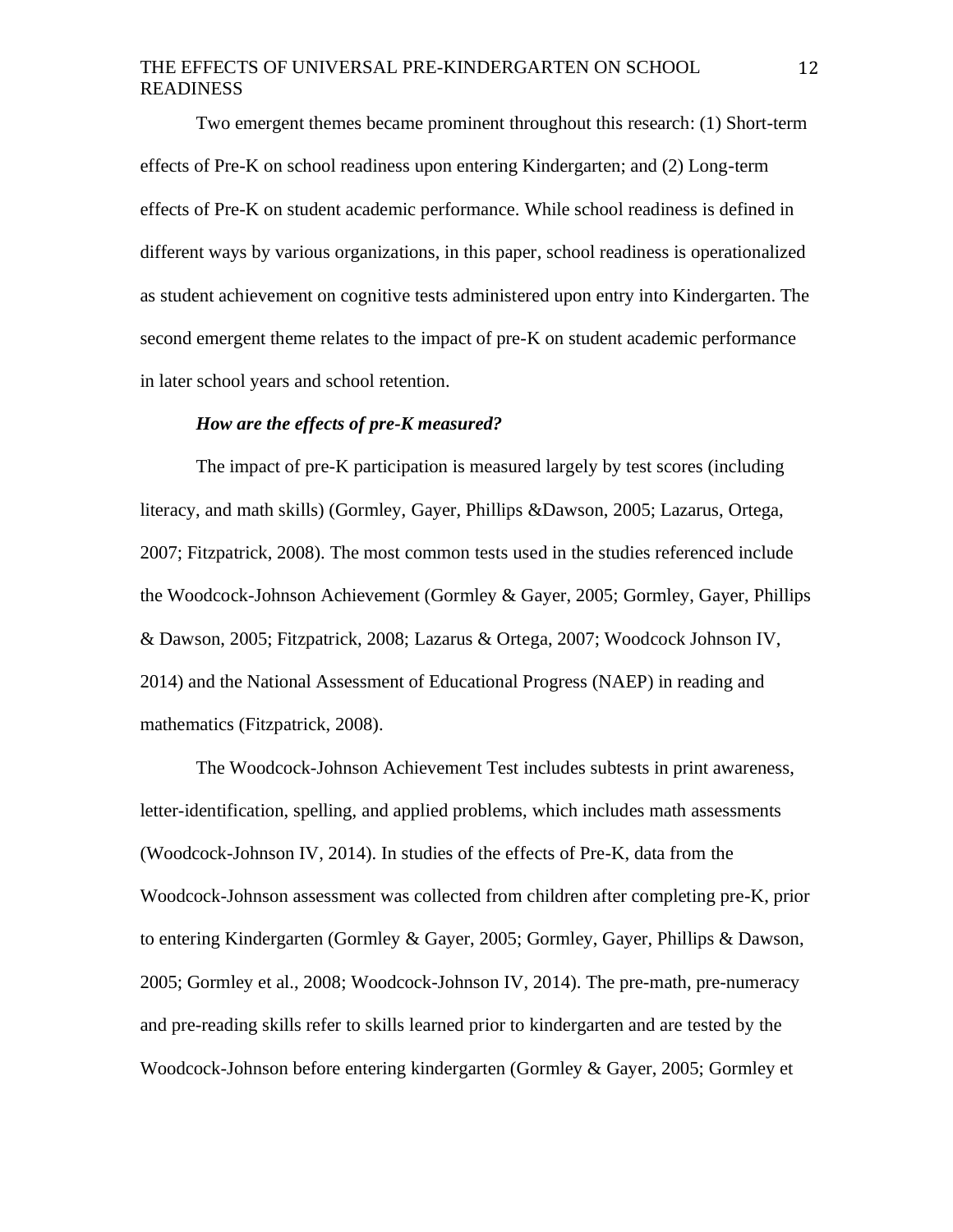Two emergent themes became prominent throughout this research: (1) Short-term effects of Pre-K on school readiness upon entering Kindergarten; and (2) Long-term effects of Pre-K on student academic performance. While school readiness is defined in different ways by various organizations, in this paper, school readiness is operationalized as student achievement on cognitive tests administered upon entry into Kindergarten. The second emergent theme relates to the impact of pre-K on student academic performance in later school years and school retention.

***How are the effects of pre-K measured?***

The impact of pre-K participation is measured largely by test scores (including literacy, and math skills) (Gormley, Gayer, Phillips &Dawson, 2005; Lazarus, Ortega, 2007; Fitzpatrick, 2008). The most common tests used in the studies referenced include the Woodcock-Johnson Achievement (Gormley & Gayer, 2005; Gormley, Gayer, Phillips & Dawson, 2005; Fitzpatrick, 2008; Lazarus & Ortega, 2007; Woodcock Johnson IV, 2014) and the National Assessment of Educational Progress (NAEP) in reading and mathematics (Fitzpatrick, 2008).

The Woodcock-Johnson Achievement Test includes subtests in print awareness, letter-identification, spelling, and applied problems, which includes math assessments (Woodcock-Johnson IV, 2014). In studies of the effects of Pre-K, data from the Woodcock-Johnson assessment was collected from children after completing pre-K, prior to entering Kindergarten (Gormley & Gayer, 2005; Gormley, Gayer, Phillips & Dawson, 2005; Gormley et al., 2008; Woodcock-Johnson IV, 2014). The pre-math, pre-numeracy and pre-reading skills refer to skills learned prior to kindergarten and are tested by the Woodcock-Johnson before entering kindergarten (Gormley & Gayer, 2005; Gormley et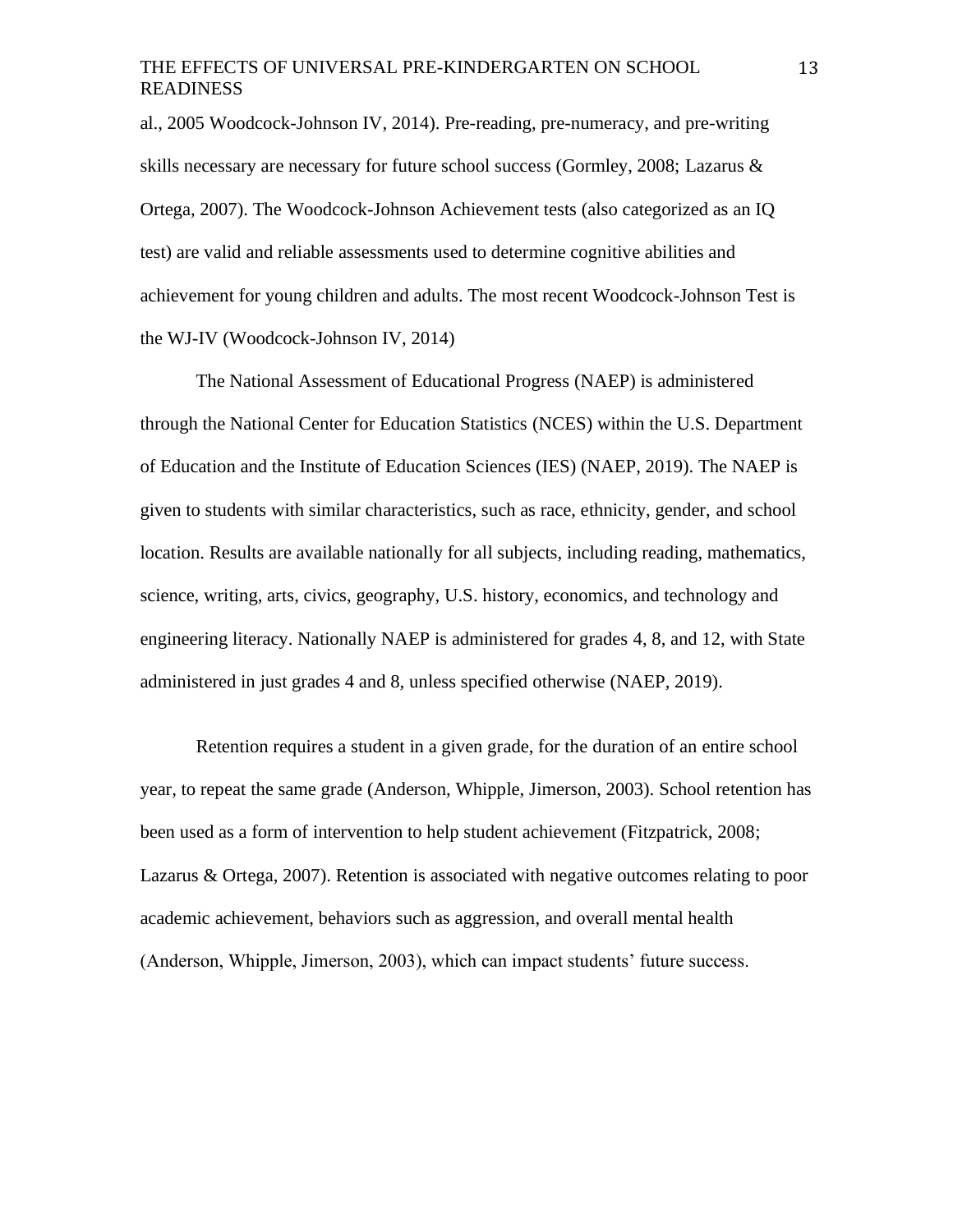al., 2005 Woodcock-Johnson IV, 2014). Pre-reading, pre-numeracy, and pre-writing skills necessary are necessary for future school success (Gormley, 2008; Lazarus & Ortega, 2007). The Woodcock-Johnson Achievement tests (also categorized as an IQ test) are valid and reliable assessments used to determine cognitive abilities and achievement for young children and adults. The most recent Woodcock-Johnson Test is the WJ-IV (Woodcock-Johnson IV, 2014)

The National Assessment of Educational Progress (NAEP) is administered through the National Center for Education Statistics (NCES) within the U.S. Department of Education and the Institute of Education Sciences (IES) (NAEP, 2019). The NAEP is given to students with similar characteristics, such as race, ethnicity, gender, and school location. Results are available nationally for all subjects, including reading, mathematics, science, writing, arts, civics, geography, U.S. history, economics, and technology and engineering literacy. Nationally NAEP is administered for grades 4, 8, and 12, with State administered in just grades 4 and 8, unless specified otherwise (NAEP, 2019).

Retention requires a student in a given grade, for the duration of an entire school year, to repeat the same grade (Anderson, Whipple, Jimerson, 2003). School retention has been used as a form of intervention to help student achievement (Fitzpatrick, 2008; Lazarus & Ortega, 2007). Retention is associated with negative outcomes relating to poor academic achievement, behaviors such as aggression, and overall mental health (Anderson, Whipple, Jimerson, 2003), which can impact students' future success.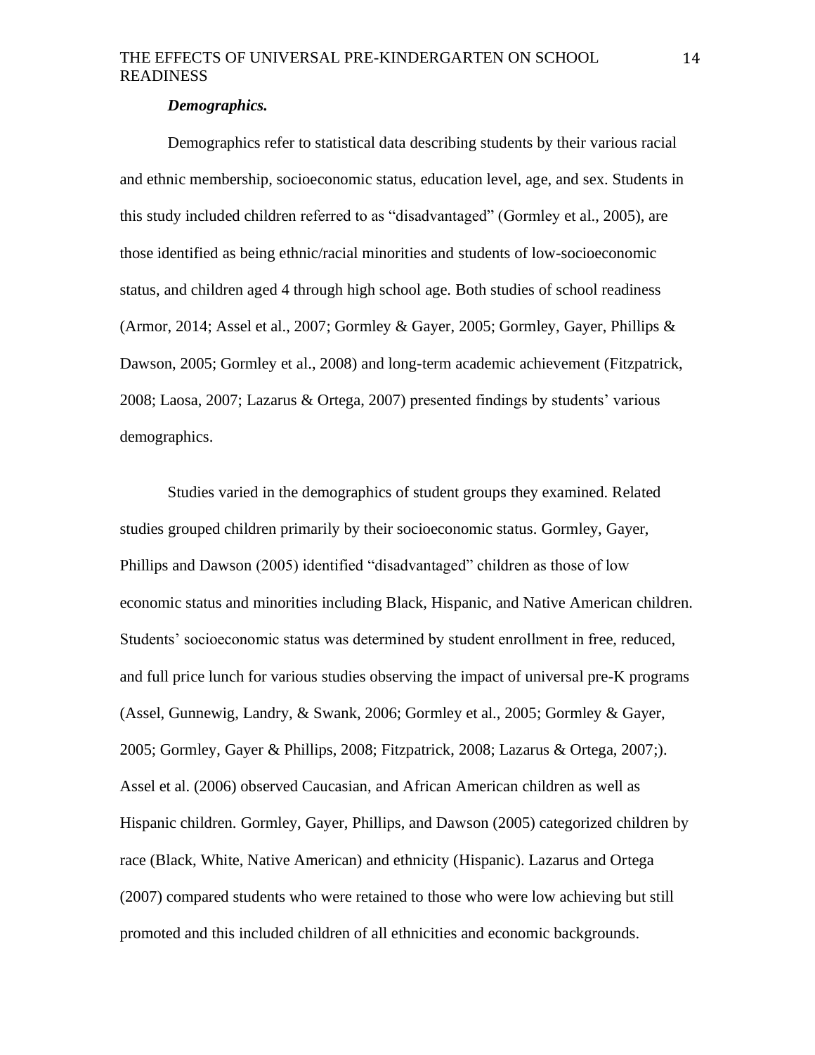***Demographics.***

Demographics refer to statistical data describing students by their various racial and ethnic membership, socioeconomic status, education level, age, and sex. Students in this study included children referred to as "disadvantaged" (Gormley et al., 2005), are those identified as being ethnic/racial minorities and students of low-socioeconomic status, and children aged 4 through high school age. Both studies of school readiness (Armor, 2014; Assel et al., 2007; Gormley & Gayer, 2005; Gormley, Gayer, Phillips & Dawson, 2005; Gormley et al., 2008) and long-term academic achievement (Fitzpatrick, 2008; Laosa, 2007; Lazarus & Ortega, 2007) presented findings by students' various demographics.

Studies varied in the demographics of student groups they examined. Related studies grouped children primarily by their socioeconomic status. Gormley, Gayer, Phillips and Dawson (2005) identified "disadvantaged" children as those of low economic status and minorities including Black, Hispanic, and Native American children. Students' socioeconomic status was determined by student enrollment in free, reduced, and full price lunch for various studies observing the impact of universal pre-K programs (Assel, Gunnewig, Landry, & Swank, 2006; Gormley et al., 2005; Gormley & Gayer, 2005; Gormley, Gayer & Phillips, 2008; Fitzpatrick, 2008; Lazarus & Ortega, 2007;). Assel et al. (2006) observed Caucasian, and African American children as well as Hispanic children. Gormley, Gayer, Phillips, and Dawson (2005) categorized children by race (Black, White, Native American) and ethnicity (Hispanic). Lazarus and Ortega (2007) compared students who were retained to those who were low achieving but still promoted and this included children of all ethnicities and economic backgrounds.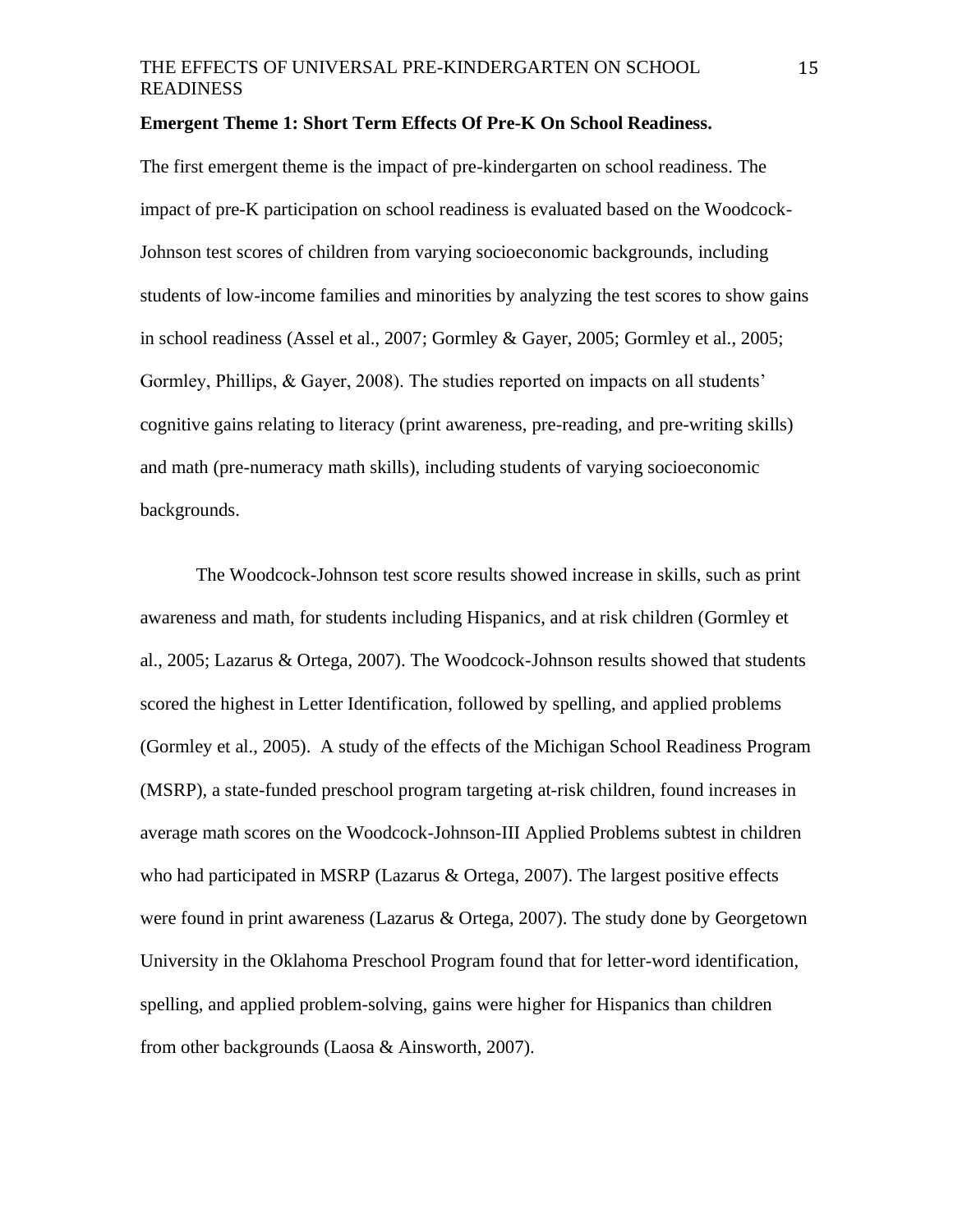**Emergent Theme 1: Short Term Effects Of Pre-K On School Readiness.**

The first emergent theme is the impact of pre-kindergarten on school readiness. The impact of pre-K participation on school readiness is evaluated based on the Woodcock-Johnson test scores of children from varying socioeconomic backgrounds, including students of low-income families and minorities by analyzing the test scores to show gains in school readiness (Assel et al., 2007; Gormley & Gayer, 2005; Gormley et al., 2005; Gormley, Phillips, & Gayer, 2008). The studies reported on impacts on all students' cognitive gains relating to literacy (print awareness, pre-reading, and pre-writing skills) and math (pre-numeracy math skills), including students of varying socioeconomic backgrounds.

The Woodcock-Johnson test score results showed increase in skills, such as print awareness and math, for students including Hispanics, and at risk children (Gormley et al., 2005; Lazarus & Ortega, 2007). The Woodcock-Johnson results showed that students scored the highest in Letter Identification, followed by spelling, and applied problems (Gormley et al., 2005). A study of the effects of the Michigan School Readiness Program (MSRP), a state-funded preschool program targeting at-risk children, found increases in average math scores on the Woodcock-Johnson-III Applied Problems subtest in children who had participated in MSRP (Lazarus & Ortega, 2007). The largest positive effects were found in print awareness (Lazarus & Ortega, 2007). The study done by Georgetown University in the Oklahoma Preschool Program found that for letter-word identification, spelling, and applied problem-solving, gains were higher for Hispanics than children from other backgrounds (Laosa & Ainsworth, 2007).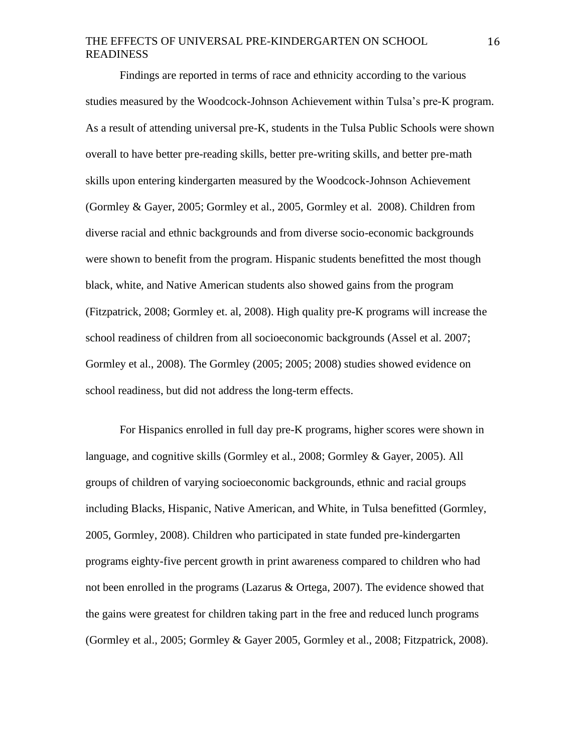Findings are reported in terms of race and ethnicity according to the various studies measured by the Woodcock-Johnson Achievement within Tulsa's pre-K program. As a result of attending universal pre-K, students in the Tulsa Public Schools were shown overall to have better pre-reading skills, better pre-writing skills, and better pre-math skills upon entering kindergarten measured by the Woodcock-Johnson Achievement (Gormley & Gayer, 2005; Gormley et al., 2005, Gormley et al. 2008). Children from diverse racial and ethnic backgrounds and from diverse socio-economic backgrounds were shown to benefit from the program. Hispanic students benefitted the most though black, white, and Native American students also showed gains from the program (Fitzpatrick, 2008; Gormley et. al, 2008). High quality pre-K programs will increase the school readiness of children from all socioeconomic backgrounds (Assel et al. 2007; Gormley et al., 2008). The Gormley (2005; 2005; 2008) studies showed evidence on school readiness, but did not address the long-term effects.

For Hispanics enrolled in full day pre-K programs, higher scores were shown in language, and cognitive skills (Gormley et al., 2008; Gormley & Gayer, 2005). All groups of children of varying socioeconomic backgrounds, ethnic and racial groups including Blacks, Hispanic, Native American, and White, in Tulsa benefitted (Gormley, 2005, Gormley, 2008). Children who participated in state funded pre-kindergarten programs eighty-five percent growth in print awareness compared to children who had not been enrolled in the programs (Lazarus & Ortega, 2007). The evidence showed that the gains were greatest for children taking part in the free and reduced lunch programs (Gormley et al., 2005; Gormley & Gayer 2005, Gormley et al., 2008; Fitzpatrick, 2008).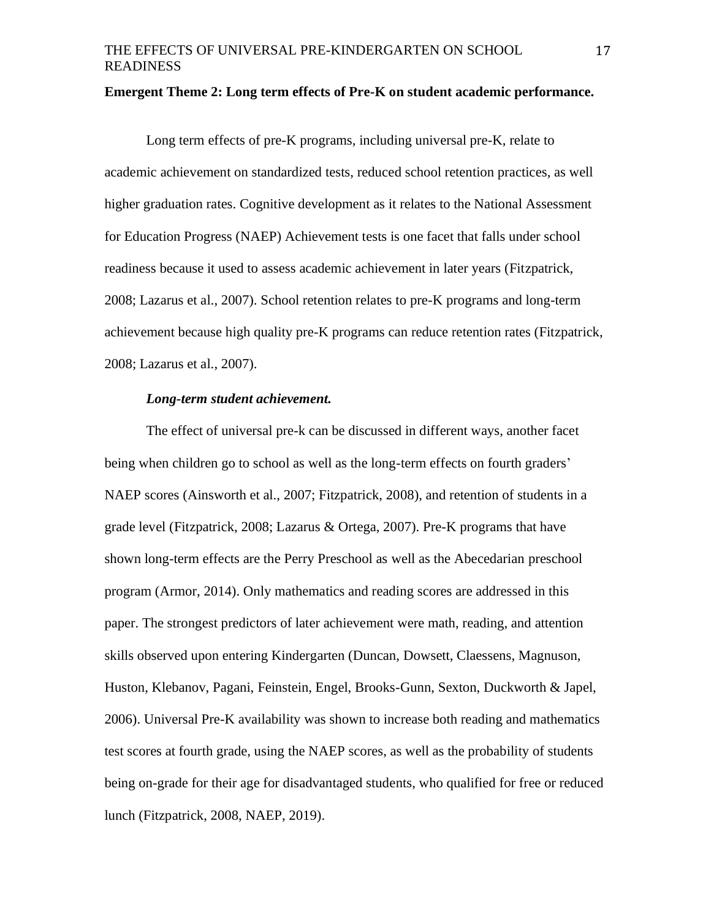**Emergent Theme 2: Long term effects of Pre-K on student academic performance.**

Long term effects of pre-K programs, including universal pre-K, relate to academic achievement on standardized tests, reduced school retention practices, as well higher graduation rates. Cognitive development as it relates to the National Assessment for Education Progress (NAEP) Achievement tests is one facet that falls under school readiness because it used to assess academic achievement in later years (Fitzpatrick, 2008; Lazarus et al., 2007). School retention relates to pre-K programs and long-term achievement because high quality pre-K programs can reduce retention rates (Fitzpatrick, 2008; Lazarus et al., 2007).

***Long-term student achievement.***

The effect of universal pre-k can be discussed in different ways, another facet being when children go to school as well as the long-term effects on fourth graders' NAEP scores (Ainsworth et al., 2007; Fitzpatrick, 2008), and retention of students in a grade level (Fitzpatrick, 2008; Lazarus & Ortega, 2007). Pre-K programs that have shown long-term effects are the Perry Preschool as well as the Abecedarian preschool program (Armor, 2014). Only mathematics and reading scores are addressed in this paper. The strongest predictors of later achievement were math, reading, and attention skills observed upon entering Kindergarten (Duncan, Dowsett, Claessens, Magnuson, Huston, Klebanov, Pagani, Feinstein, Engel, Brooks-Gunn, Sexton, Duckworth & Japel, 2006). Universal Pre-K availability was shown to increase both reading and mathematics test scores at fourth grade, using the NAEP scores, as well as the probability of students being on-grade for their age for disadvantaged students, who qualified for free or reduced lunch (Fitzpatrick, 2008, NAEP, 2019).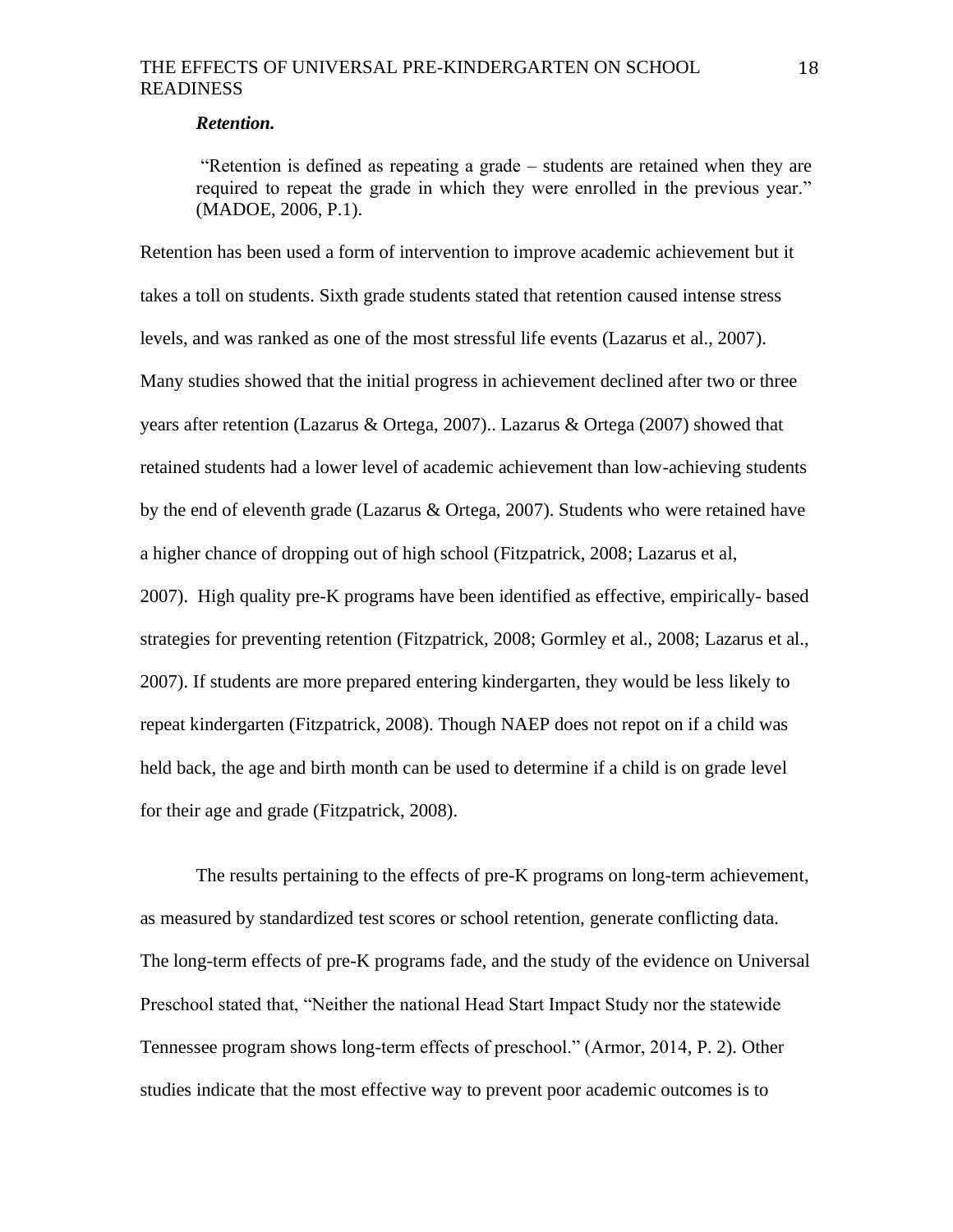***Retention.***

> "Retention is defined as repeating a grade – students are retained when they are required to repeat the grade in which they were enrolled in the previous year." (MADOE, 2006, P.1).

Retention has been used a form of intervention to improve academic achievement but it takes a toll on students. Sixth grade students stated that retention caused intense stress levels, and was ranked as one of the most stressful life events (Lazarus et al., 2007). Many studies showed that the initial progress in achievement declined after two or three years after retention (Lazarus & Ortega, 2007).. Lazarus & Ortega (2007) showed that retained students had a lower level of academic achievement than low-achieving students by the end of eleventh grade (Lazarus & Ortega, 2007). Students who were retained have a higher chance of dropping out of high school (Fitzpatrick, 2008; Lazarus et al, 2007). High quality pre-K programs have been identified as effective, empirically- based strategies for preventing retention (Fitzpatrick, 2008; Gormley et al., 2008; Lazarus et al., 2007). If students are more prepared entering kindergarten, they would be less likely to repeat kindergarten (Fitzpatrick, 2008). Though NAEP does not repot on if a child was held back, the age and birth month can be used to determine if a child is on grade level for their age and grade (Fitzpatrick, 2008).

The results pertaining to the effects of pre-K programs on long-term achievement, as measured by standardized test scores or school retention, generate conflicting data. The long-term effects of pre-K programs fade, and the study of the evidence on Universal Preschool stated that, "Neither the national Head Start Impact Study nor the statewide Tennessee program shows long-term effects of preschool." (Armor, 2014, P. 2). Other studies indicate that the most effective way to prevent poor academic outcomes is to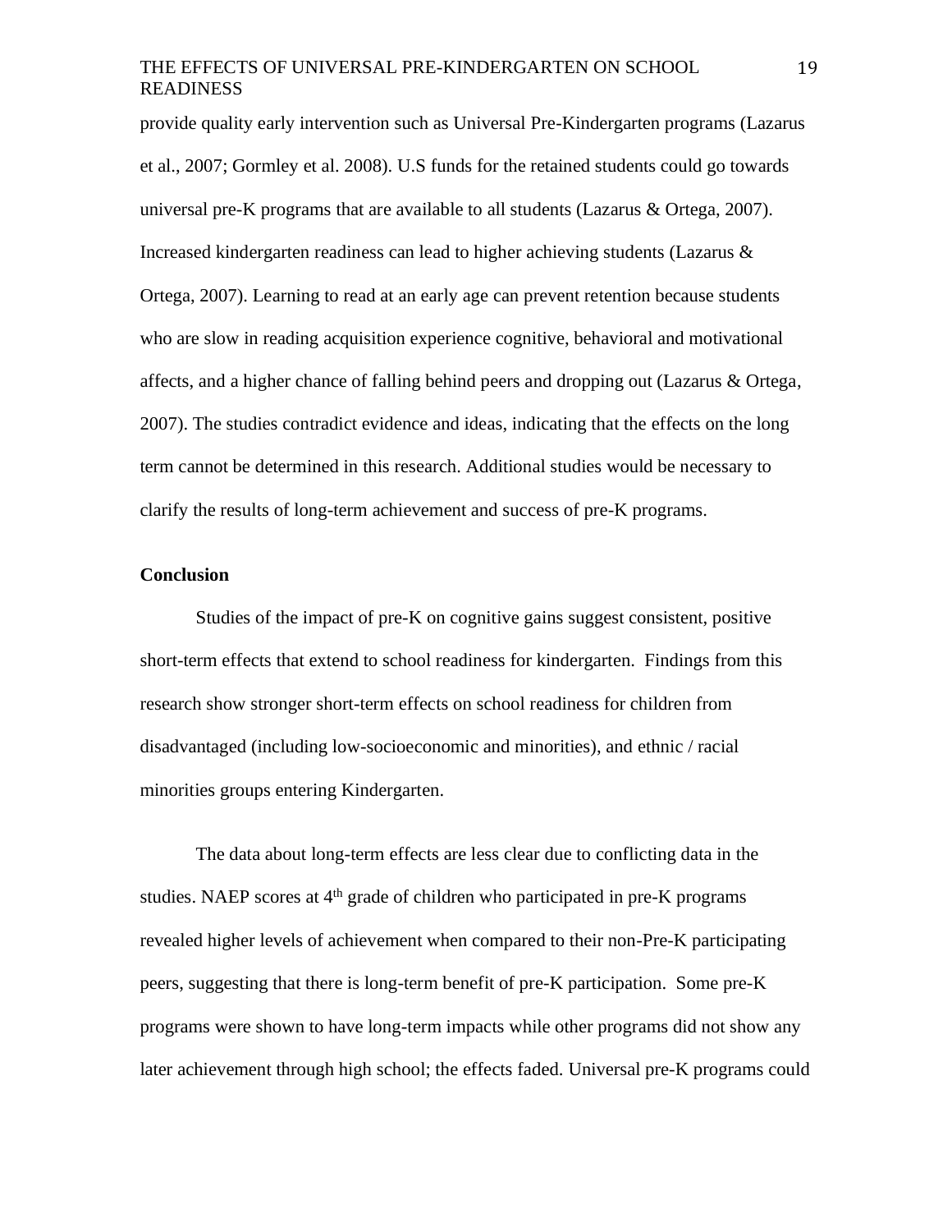provide quality early intervention such as Universal Pre-Kindergarten programs (Lazarus et al., 2007; Gormley et al. 2008). U.S funds for the retained students could go towards universal pre-K programs that are available to all students (Lazarus & Ortega, 2007). Increased kindergarten readiness can lead to higher achieving students (Lazarus & Ortega, 2007). Learning to read at an early age can prevent retention because students who are slow in reading acquisition experience cognitive, behavioral and motivational affects, and a higher chance of falling behind peers and dropping out (Lazarus & Ortega, 2007). The studies contradict evidence and ideas, indicating that the effects on the long term cannot be determined in this research. Additional studies would be necessary to clarify the results of long-term achievement and success of pre-K programs.

**Conclusion**

Studies of the impact of pre-K on cognitive gains suggest consistent, positive short-term effects that extend to school readiness for kindergarten. Findings from this research show stronger short-term effects on school readiness for children from disadvantaged (including low-socioeconomic and minorities), and ethnic / racial minorities groups entering Kindergarten.

The data about long-term effects are less clear due to conflicting data in the studies. NAEP scores at 4th grade of children who participated in pre-K programs revealed higher levels of achievement when compared to their non-Pre-K participating peers, suggesting that there is long-term benefit of pre-K participation. Some pre-K programs were shown to have long-term impacts while other programs did not show any later achievement through high school; the effects faded. Universal pre-K programs could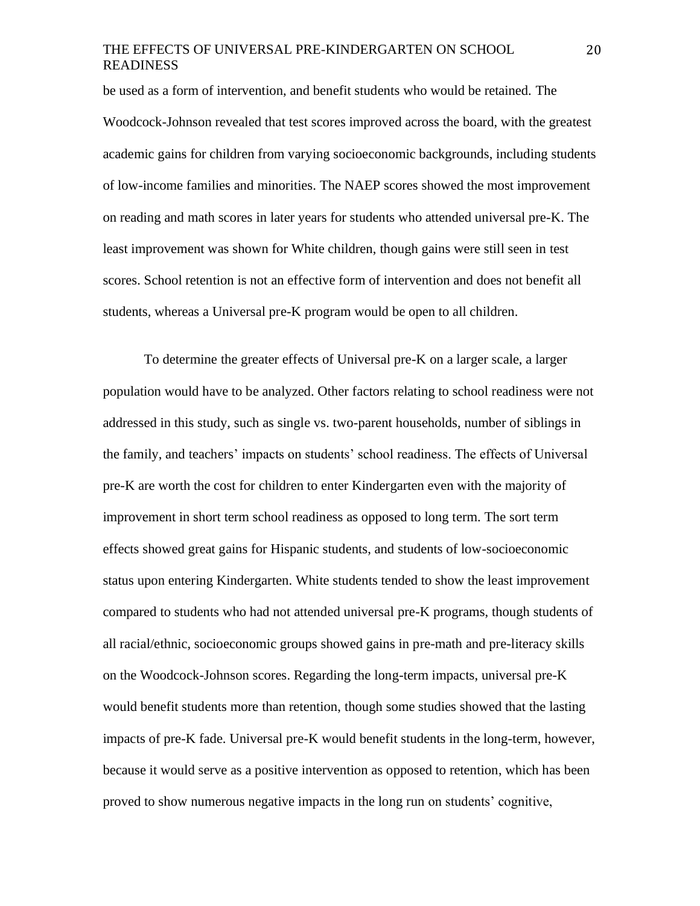be used as a form of intervention, and benefit students who would be retained. The Woodcock-Johnson revealed that test scores improved across the board, with the greatest academic gains for children from varying socioeconomic backgrounds, including students of low-income families and minorities. The NAEP scores showed the most improvement on reading and math scores in later years for students who attended universal pre-K. The least improvement was shown for White children, though gains were still seen in test scores. School retention is not an effective form of intervention and does not benefit all students, whereas a Universal pre-K program would be open to all children.

To determine the greater effects of Universal pre-K on a larger scale, a larger population would have to be analyzed. Other factors relating to school readiness were not addressed in this study, such as single vs. two-parent households, number of siblings in the family, and teachers' impacts on students' school readiness. The effects of Universal pre-K are worth the cost for children to enter Kindergarten even with the majority of improvement in short term school readiness as opposed to long term. The sort term effects showed great gains for Hispanic students, and students of low-socioeconomic status upon entering Kindergarten. White students tended to show the least improvement compared to students who had not attended universal pre-K programs, though students of all racial/ethnic, socioeconomic groups showed gains in pre-math and pre-literacy skills on the Woodcock-Johnson scores. Regarding the long-term impacts, universal pre-K would benefit students more than retention, though some studies showed that the lasting impacts of pre-K fade. Universal pre-K would benefit students in the long-term, however, because it would serve as a positive intervention as opposed to retention, which has been proved to show numerous negative impacts in the long run on students' cognitive,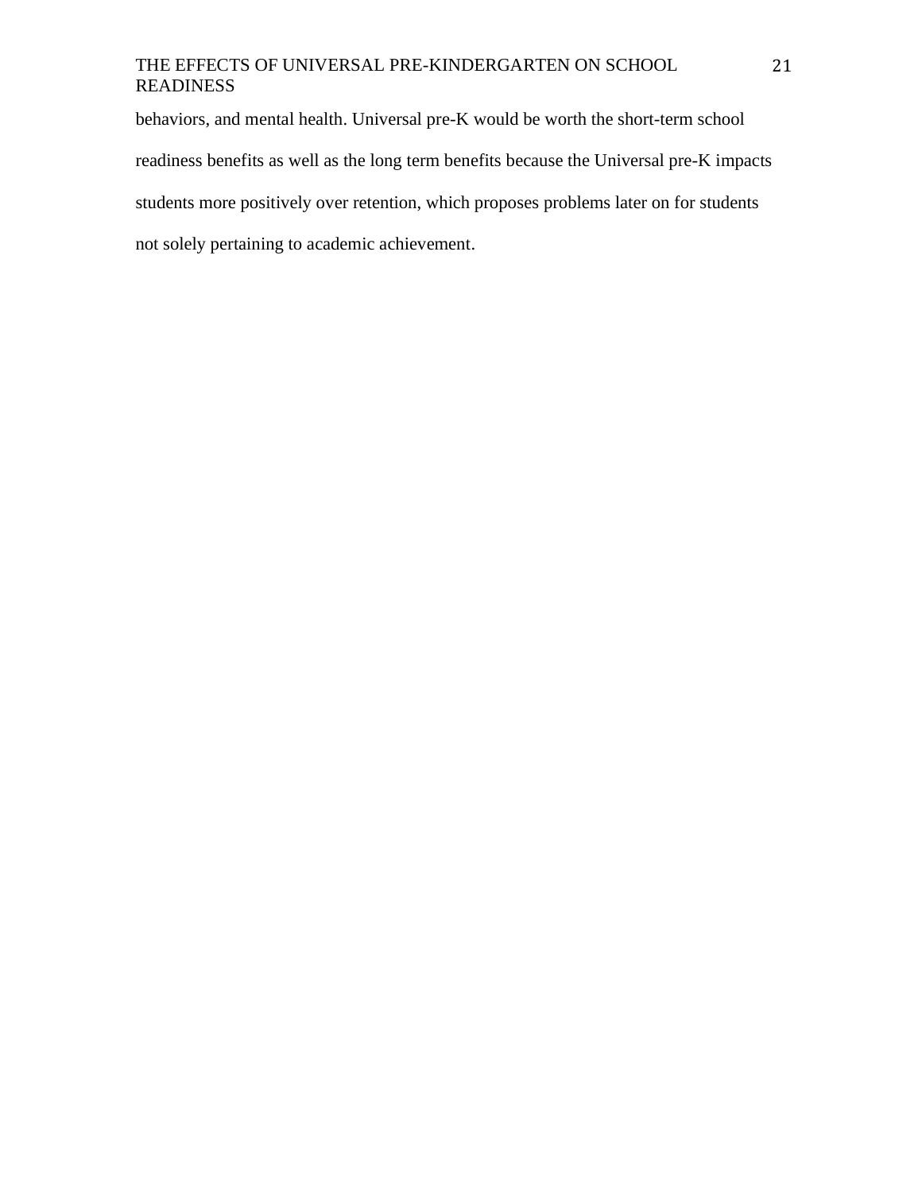behaviors, and mental health. Universal pre-K would be worth the short-term school readiness benefits as well as the long term benefits because the Universal pre-K impacts students more positively over retention, which proposes problems later on for students not solely pertaining to academic achievement.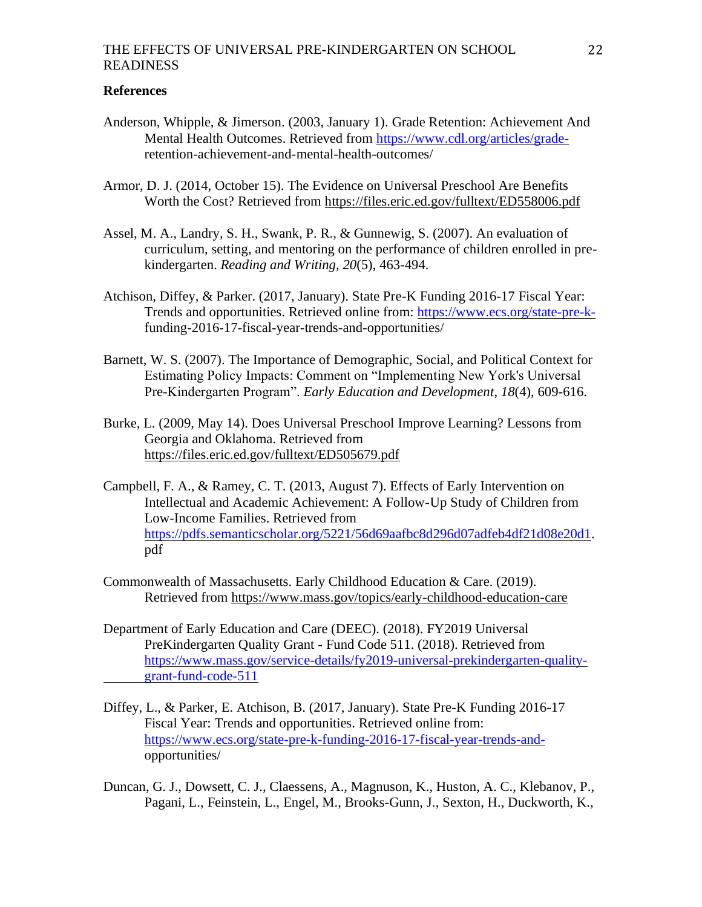**References**

Anderson, Whipple, & Jimerson. (2003, January 1). Grade Retention: Achievement And Mental Health Outcomes. Retrieved from https://www.cdl.org/articles/grade-retention-achievement-and-mental-health-outcomes/

Armor, D. J. (2014, October 15). The Evidence on Universal Preschool Are Benefits Worth the Cost? Retrieved from https://files.eric.ed.gov/fulltext/ED558006.pdf

Assel, M. A., Landry, S. H., Swank, P. R., & Gunnewig, S. (2007). An evaluation of curriculum, setting, and mentoring on the performance of children enrolled in pre-kindergarten. *Reading and Writing*, *20*(5), 463-494.

Atchison, Diffey, & Parker. (2017, January). State Pre-K Funding 2016-17 Fiscal Year: Trends and opportunities. Retrieved online from: https://www.ecs.org/state-pre-k-funding-2016-17-fiscal-year-trends-and-opportunities/

Barnett, W. S. (2007). The Importance of Demographic, Social, and Political Context for Estimating Policy Impacts: Comment on "Implementing New York's Universal Pre-Kindergarten Program". *Early Education and Development*, *18*(4), 609-616.

Burke, L. (2009, May 14). Does Universal Preschool Improve Learning? Lessons from Georgia and Oklahoma. Retrieved from https://files.eric.ed.gov/fulltext/ED505679.pdf

Campbell, F. A., & Ramey, C. T. (2013, August 7). Effects of Early Intervention on Intellectual and Academic Achievement: A Follow-Up Study of Children from Low-Income Families. Retrieved from https://pdfs.semanticscholar.org/5221/56d69aafbc8d296d07adfeb4df21d08e20d1.pdf

Commonwealth of Massachusetts. Early Childhood Education & Care. (2019). Retrieved from https://www.mass.gov/topics/early-childhood-education-care

Department of Early Education and Care (DEEC). (2018). FY2019 Universal PreKindergarten Quality Grant - Fund Code 511. (2018). Retrieved from https://www.mass.gov/service-details/fy2019-universal-prekindergarten-quality-grant-fund-code-511

Diffey, L., & Parker, E. Atchison, B. (2017, January). State Pre-K Funding 2016-17 Fiscal Year: Trends and opportunities. Retrieved online from: https://www.ecs.org/state-pre-k-funding-2016-17-fiscal-year-trends-and-opportunities/

Duncan, G. J., Dowsett, C. J., Claessens, A., Magnuson, K., Huston, A. C., Klebanov, P., Pagani, L., Feinstein, L., Engel, M., Brooks-Gunn, J., Sexton, H., Duckworth, K.,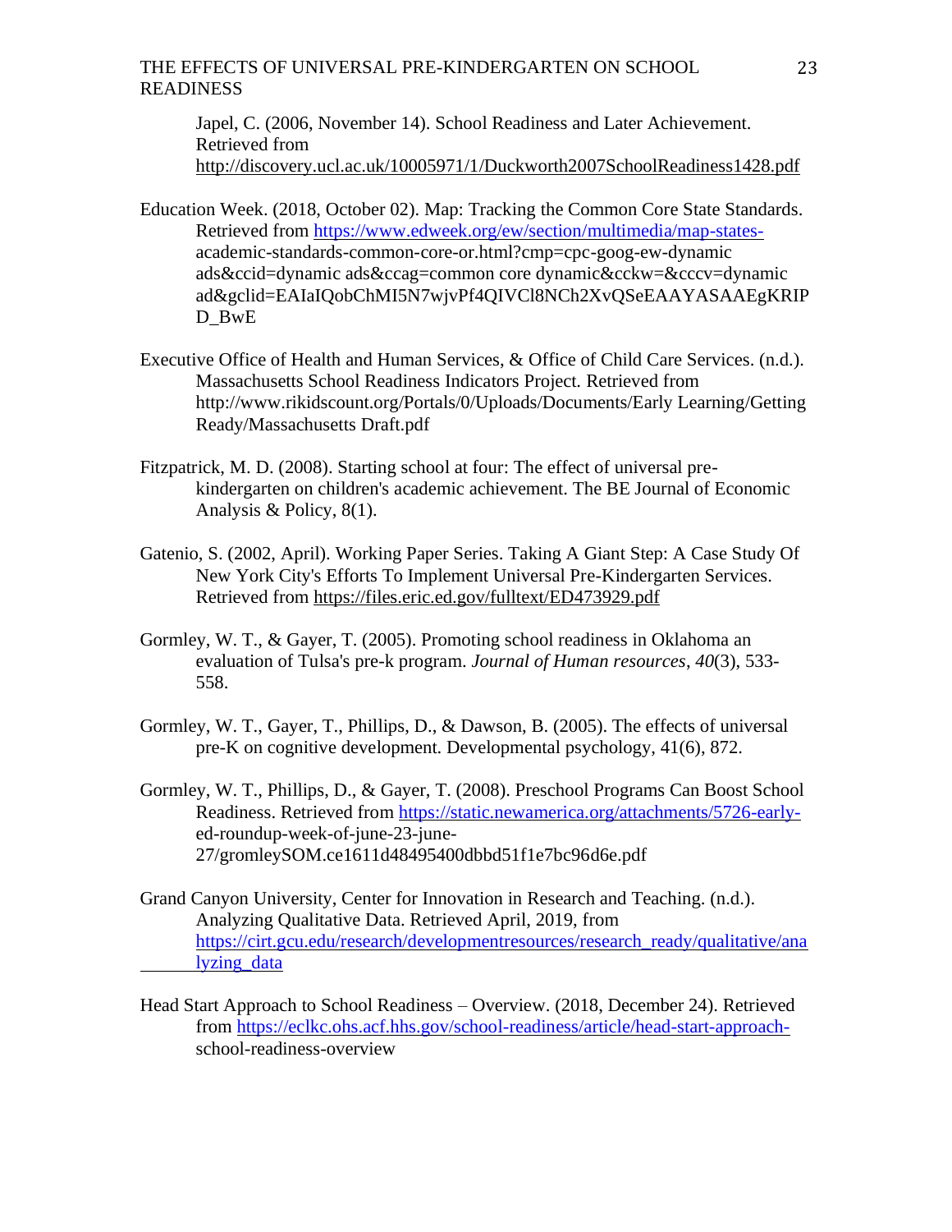Japel, C. (2006, November 14). School Readiness and Later Achievement. Retrieved from http://discovery.ucl.ac.uk/10005971/1/Duckworth2007SchoolReadiness1428.pdf

Education Week. (2018, October 02). Map: Tracking the Common Core State Standards. Retrieved from https://www.edweek.org/ew/section/multimedia/map-states-academic-standards-common-core-or.html?cmp=cpc-goog-ew-dynamic ads&ccid=dynamic ads&ccag=common core dynamic&cckw=&cccv=dynamic ad&gclid=EAIaIQobChMI5N7wjvPf4QIVCl8NCh2XvQSeEAAYASAAEgKRIPD_BwE

Executive Office of Health and Human Services, & Office of Child Care Services. (n.d.). Massachusetts School Readiness Indicators Project. Retrieved from http://www.rikidscount.org/Portals/0/Uploads/Documents/Early Learning/Getting Ready/Massachusetts Draft.pdf

Fitzpatrick, M. D. (2008). Starting school at four: The effect of universal pre-kindergarten on children's academic achievement. The BE Journal of Economic Analysis & Policy, 8(1).

Gatenio, S. (2002, April). Working Paper Series. Taking A Giant Step: A Case Study Of New York City's Efforts To Implement Universal Pre-Kindergarten Services. Retrieved from https://files.eric.ed.gov/fulltext/ED473929.pdf

Gormley, W. T., & Gayer, T. (2005). Promoting school readiness in Oklahoma an evaluation of Tulsa's pre-k program. *Journal of Human resources*, *40*(3), 533-558.

Gormley, W. T., Gayer, T., Phillips, D., & Dawson, B. (2005). The effects of universal pre-K on cognitive development. Developmental psychology, 41(6), 872.

Gormley, W. T., Phillips, D., & Gayer, T. (2008). Preschool Programs Can Boost School Readiness. Retrieved from https://static.newamerica.org/attachments/5726-early-ed-roundup-week-of-june-23-june-27/gromleySOM.ce1611d48495400dbbd51f1e7bc96d6e.pdf

Grand Canyon University, Center for Innovation in Research and Teaching. (n.d.). Analyzing Qualitative Data. Retrieved April, 2019, from https://cirt.gcu.edu/research/developmentresources/research_ready/qualitative/analyzing_data

Head Start Approach to School Readiness – Overview. (2018, December 24). Retrieved from https://eclkc.ohs.acf.hhs.gov/school-readiness/article/head-start-approach-school-readiness-overview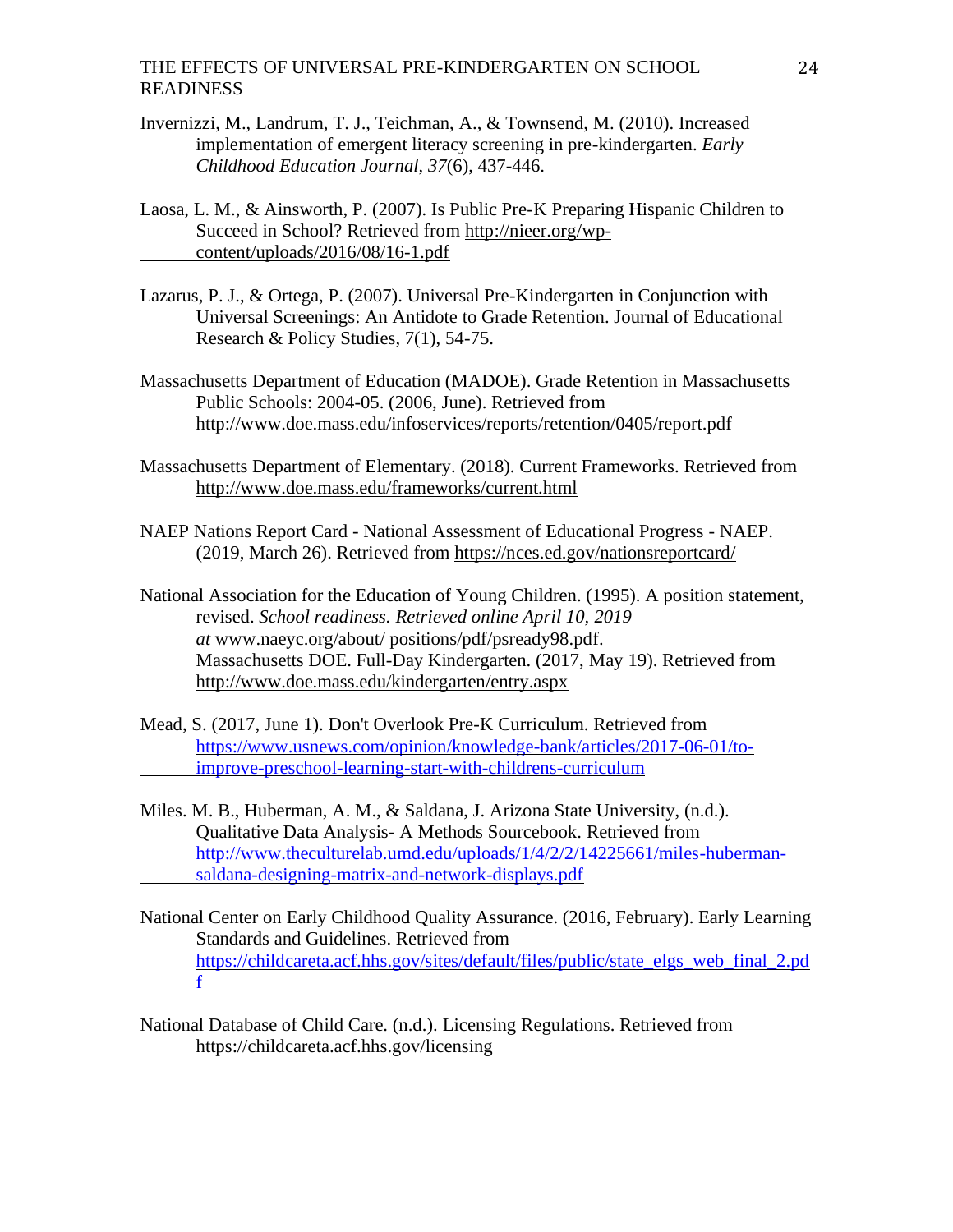Invernizzi, M., Landrum, T. J., Teichman, A., & Townsend, M. (2010). Increased implementation of emergent literacy screening in pre-kindergarten. *Early Childhood Education Journal*, *37*(6), 437-446.

Laosa, L. M., & Ainsworth, P. (2007). Is Public Pre-K Preparing Hispanic Children to Succeed in School? Retrieved from http://nieer.org/wp-content/uploads/2016/08/16-1.pdf

Lazarus, P. J., & Ortega, P. (2007). Universal Pre-Kindergarten in Conjunction with Universal Screenings: An Antidote to Grade Retention. Journal of Educational Research & Policy Studies, 7(1), 54-75.

Massachusetts Department of Education (MADOE). Grade Retention in Massachusetts Public Schools: 2004-05. (2006, June). Retrieved from http://www.doe.mass.edu/infoservices/reports/retention/0405/report.pdf

Massachusetts Department of Elementary. (2018). Current Frameworks. Retrieved from http://www.doe.mass.edu/frameworks/current.html

NAEP Nations Report Card - National Assessment of Educational Progress - NAEP. (2019, March 26). Retrieved from https://nces.ed.gov/nationsreportcard/

National Association for the Education of Young Children. (1995). A position statement, revised. *School readiness. Retrieved online April 10, 2019 at* www.naeyc.org/about/ positions/pdf/psready98.pdf. Massachusetts DOE. Full-Day Kindergarten. (2017, May 19). Retrieved from http://www.doe.mass.edu/kindergarten/entry.aspx

Mead, S. (2017, June 1). Don't Overlook Pre-K Curriculum. Retrieved from https://www.usnews.com/opinion/knowledge-bank/articles/2017-06-01/to-improve-preschool-learning-start-with-childrens-curriculum

Miles. M. B., Huberman, A. M., & Saldana, J. Arizona State University, (n.d.). Qualitative Data Analysis- A Methods Sourcebook. Retrieved from http://www.theculturelab.umd.edu/uploads/1/4/2/2/14225661/miles-huberman-saldana-designing-matrix-and-network-displays.pdf

National Center on Early Childhood Quality Assurance. (2016, February). Early Learning Standards and Guidelines. Retrieved from https://childcareta.acf.hhs.gov/sites/default/files/public/state_elgs_web_final_2.pdf

National Database of Child Care. (n.d.). Licensing Regulations. Retrieved from https://childcareta.acf.hhs.gov/licensing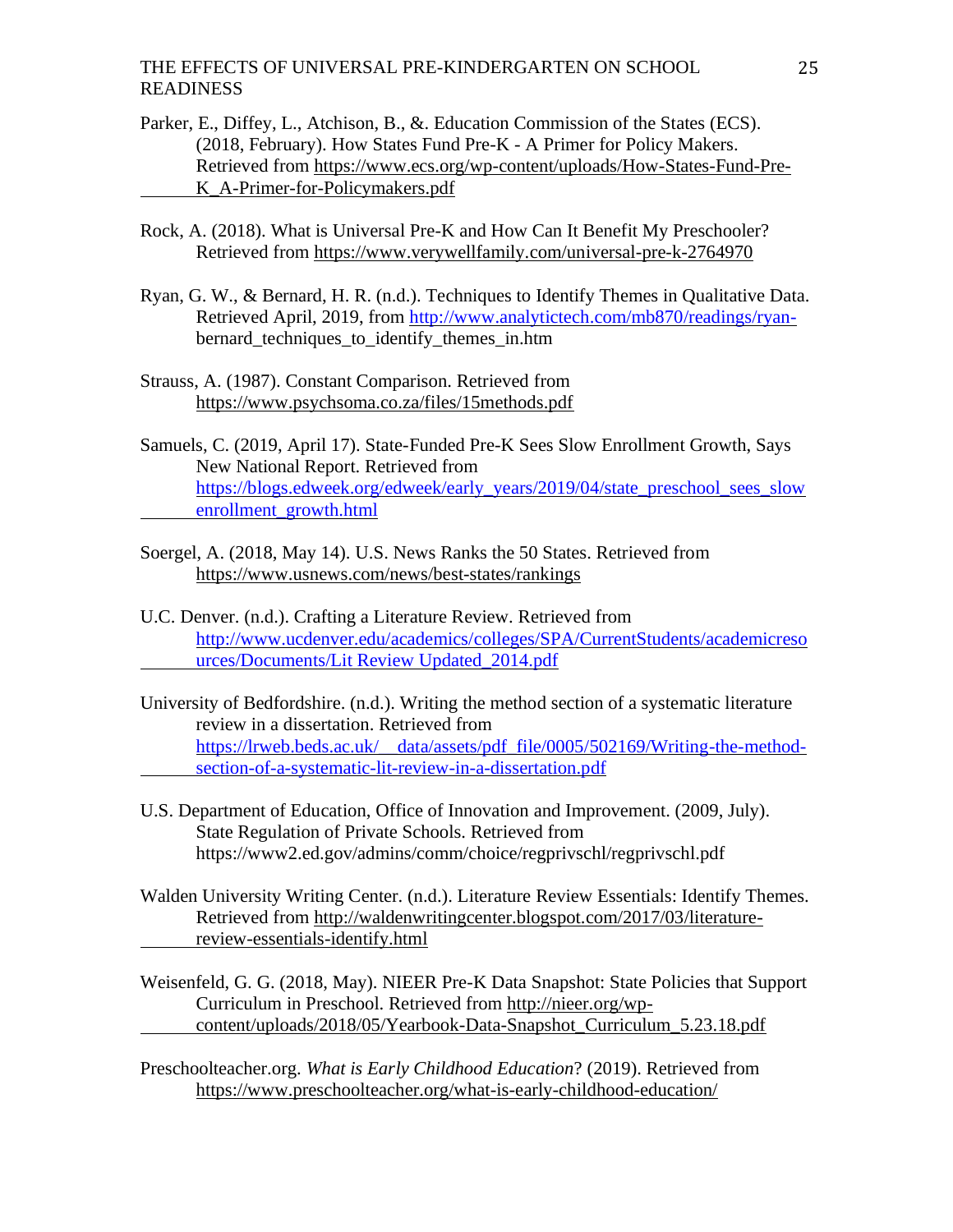Parker, E., Diffey, L., Atchison, B., &. Education Commission of the States (ECS). (2018, February). How States Fund Pre-K - A Primer for Policy Makers. Retrieved from https://www.ecs.org/wp-content/uploads/How-States-Fund-Pre-K_A-Primer-for-Policymakers.pdf

Rock, A. (2018). What is Universal Pre-K and How Can It Benefit My Preschooler? Retrieved from https://www.verywellfamily.com/universal-pre-k-2764970

Ryan, G. W., & Bernard, H. R. (n.d.). Techniques to Identify Themes in Qualitative Data. Retrieved April, 2019, from http://www.analytictech.com/mb870/readings/ryan-bernard_techniques_to_identify_themes_in.htm

Strauss, A. (1987). Constant Comparison. Retrieved from https://www.psychsoma.co.za/files/15methods.pdf

Samuels, C. (2019, April 17). State-Funded Pre-K Sees Slow Enrollment Growth, Says New National Report. Retrieved from https://blogs.edweek.org/edweek/early_years/2019/04/state_preschool_sees_slow enrollment_growth.html

Soergel, A. (2018, May 14). U.S. News Ranks the 50 States. Retrieved from https://www.usnews.com/news/best-states/rankings

U.C. Denver. (n.d.). Crafting a Literature Review. Retrieved from http://www.ucdenver.edu/academics/colleges/SPA/CurrentStudents/academicresources/Documents/Lit Review Updated_2014.pdf

University of Bedfordshire. (n.d.). Writing the method section of a systematic literature review in a dissertation. Retrieved from https://lrweb.beds.ac.uk/__data/assets/pdf_file/0005/502169/Writing-the-method-section-of-a-systematic-lit-review-in-a-dissertation.pdf

U.S. Department of Education, Office of Innovation and Improvement. (2009, July). State Regulation of Private Schools. Retrieved from https://www2.ed.gov/admins/comm/choice/regprivschl/regprivschl.pdf

Walden University Writing Center. (n.d.). Literature Review Essentials: Identify Themes. Retrieved from http://waldenwritingcenter.blogspot.com/2017/03/literature-review-essentials-identify.html

Weisenfeld, G. G. (2018, May). NIEER Pre-K Data Snapshot: State Policies that Support Curriculum in Preschool. Retrieved from http://nieer.org/wp-content/uploads/2018/05/Yearbook-Data-Snapshot_Curriculum_5.23.18.pdf

Preschoolteacher.org. *What is Early Childhood Education*? (2019). Retrieved from https://www.preschoolteacher.org/what-is-early-childhood-education/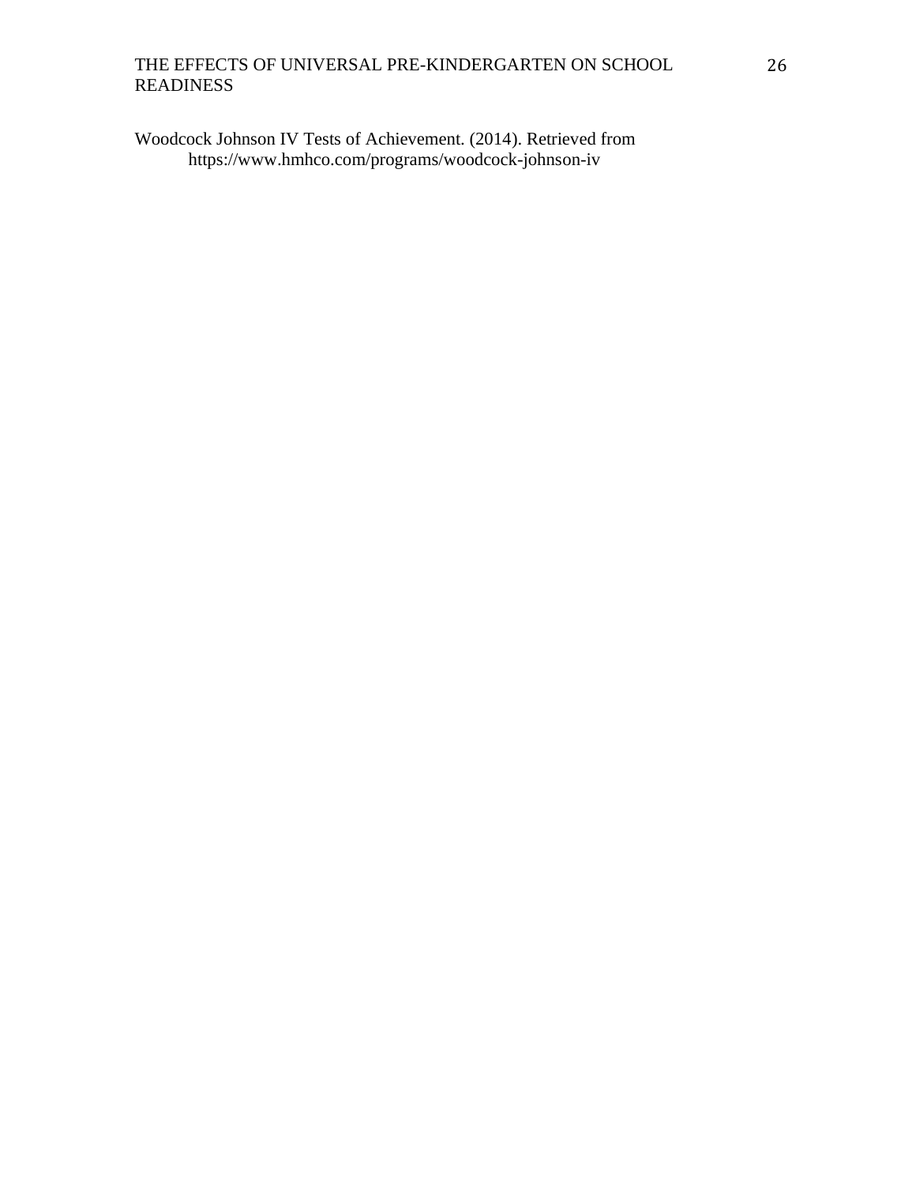Woodcock Johnson IV Tests of Achievement. (2014). Retrieved from https://www.hmhco.com/programs/woodcock-johnson-iv